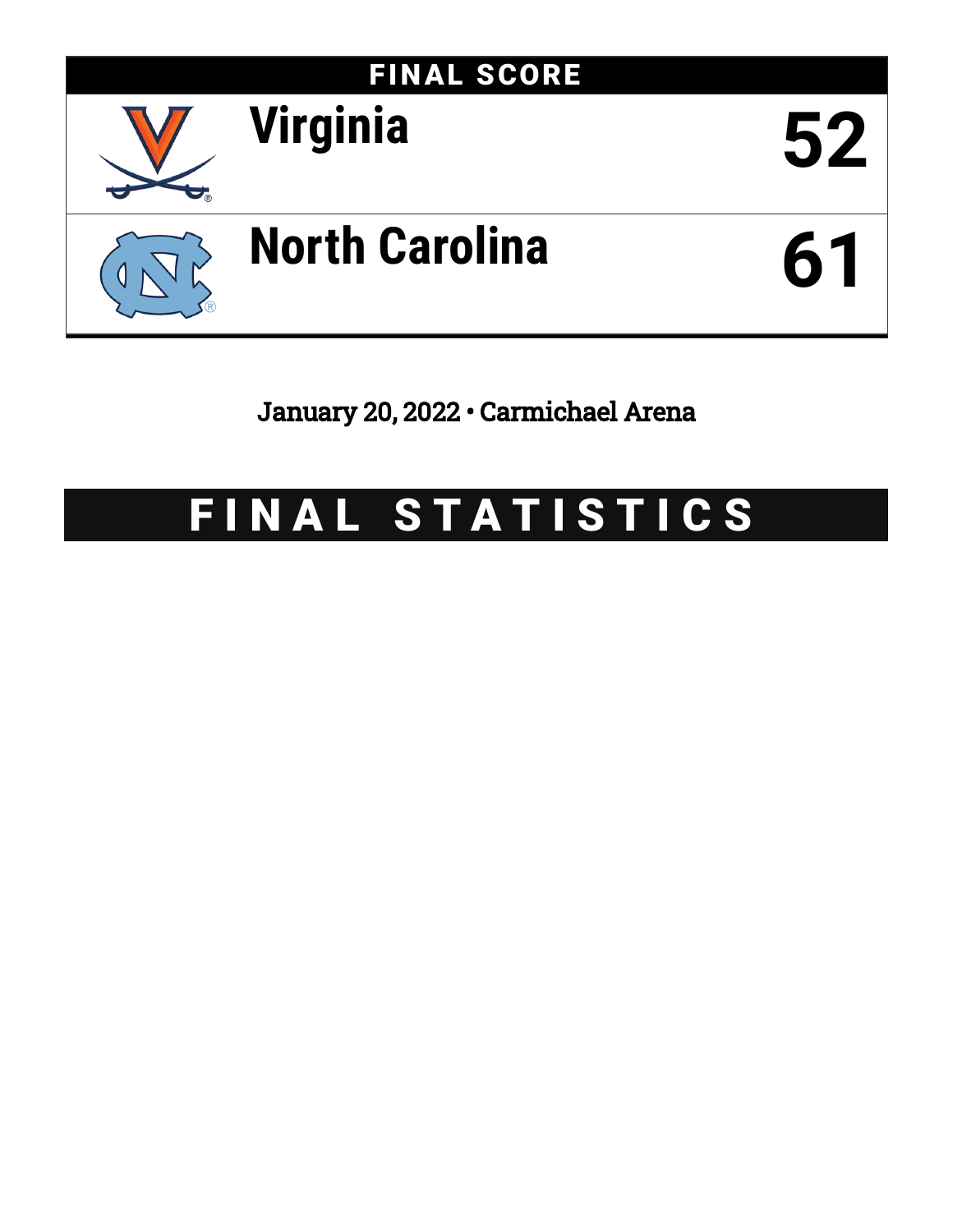## FINAL SCORE

| Team | Score |
| --- | --- |
| Virginia | 52 |
| North Carolina | 61 |

January 20, 2022 • Carmichael Arena

# FINAL STATISTICS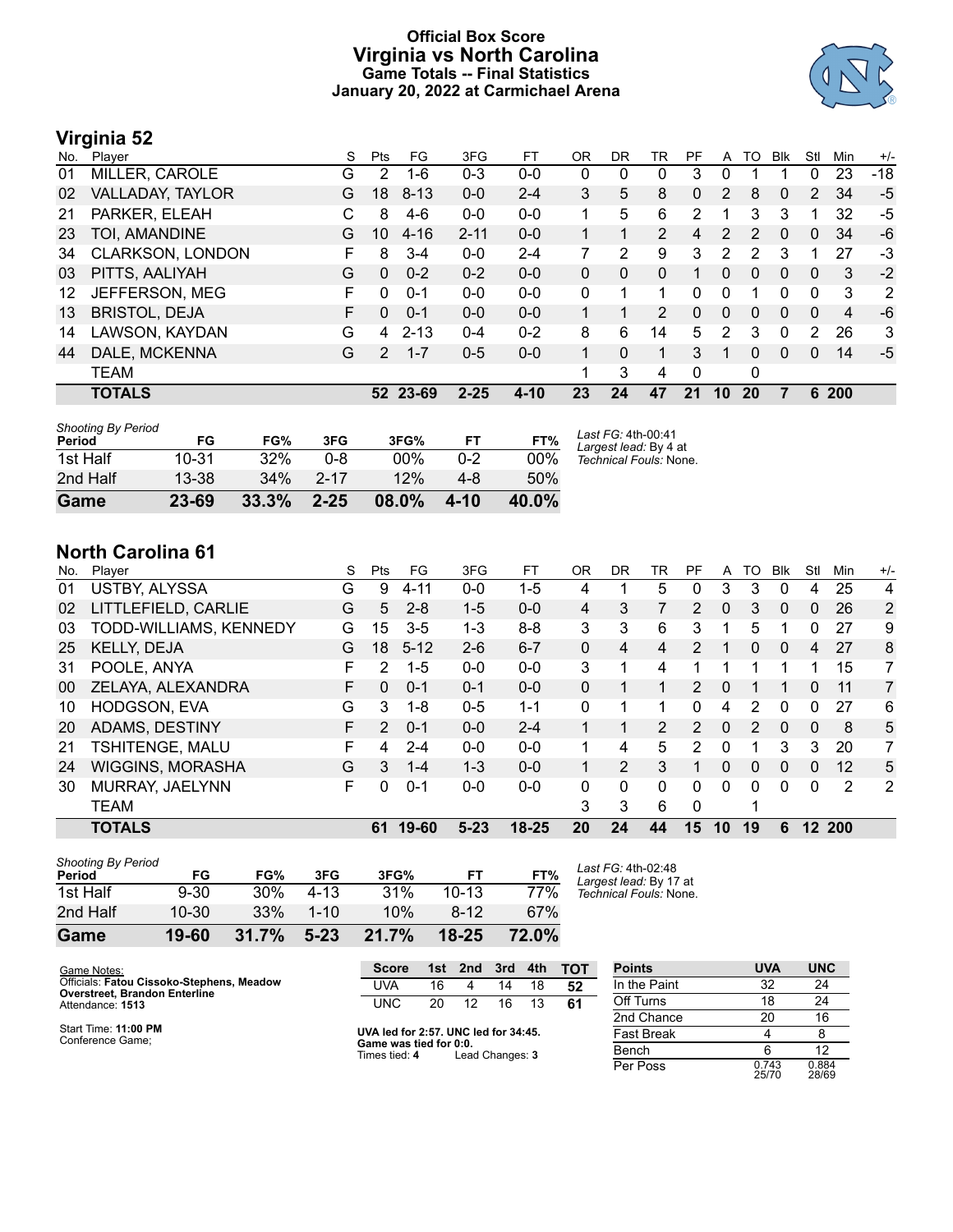# Official Box Score
## Virginia vs North Carolina
### Game Totals -- Final Statistics
### January 20, 2022 at Carmichael Arena

## Virginia 52

| No. | Player | S | Pts | FG | 3FG | FT | OR | DR | TR | PF | A | TO | Blk | Stl | Min | +/- |
|---|---|---|---|---|---|---|---|---|---|---|---|---|---|---|---|---|
| 01 | MILLER, CAROLE | G | 2 | 1-6 | 0-3 | 0-0 | 0 | 0 | 0 | 3 | 0 | 1 | 1 | 0 | 23 | -18 |
| 02 | VALLADAY, TAYLOR | G | 18 | 8-13 | 0-0 | 2-4 | 3 | 5 | 8 | 0 | 2 | 8 | 0 | 2 | 34 | -5 |
| 21 | PARKER, ELEAH | C | 8 | 4-6 | 0-0 | 0-0 | 1 | 5 | 6 | 2 | 1 | 3 | 3 | 1 | 32 | -5 |
| 23 | TOI, AMANDINE | G | 10 | 4-16 | 2-11 | 0-0 | 1 | 1 | 2 | 4 | 2 | 2 | 0 | 0 | 34 | -6 |
| 34 | CLARKSON, LONDON | F | 8 | 3-4 | 0-0 | 2-4 | 7 | 2 | 9 | 3 | 2 | 2 | 3 | 1 | 27 | -3 |
| 03 | PITTS, AALIYAH | G | 0 | 0-2 | 0-2 | 0-0 | 0 | 0 | 0 | 1 | 0 | 0 | 0 | 0 | 3 | -2 |
| 12 | JEFFERSON, MEG | F | 0 | 0-1 | 0-0 | 0-0 | 0 | 1 | 1 | 0 | 0 | 1 | 0 | 0 | 3 | 2 |
| 13 | BRISTOL, DEJA | F | 0 | 0-1 | 0-0 | 0-0 | 1 | 1 | 2 | 0 | 0 | 0 | 0 | 0 | 4 | -6 |
| 14 | LAWSON, KAYDAN | G | 4 | 2-13 | 0-4 | 0-2 | 8 | 6 | 14 | 5 | 2 | 3 | 0 | 2 | 26 | 3 |
| 44 | DALE, MCKENNA | G | 2 | 1-7 | 0-5 | 0-0 | 1 | 0 | 1 | 3 | 1 | 0 | 0 | 0 | 14 | -5 |
| | TEAM | | | | | | 1 | 3 | 4 | 0 | | 0 | | | | |
| | **TOTALS** | | **52** | **23-69** | **2-25** | **4-10** | **23** | **24** | **47** | **21** | **10** | **20** | **7** | **6** | **200** | |

| Shooting By Period Period | FG | FG% | 3FG | 3FG% | FT | FT% |
|---|---|---|---|---|---|---|
| 1st Half | 10-31 | 32% | 0-8 | 00% | 0-2 | 00% |
| 2nd Half | 13-38 | 34% | 2-17 | 12% | 4-8 | 50% |
| **Game** | **23-69** | **33.3%** | **2-25** | **08.0%** | **4-10** | **40.0%** |

*Last FG:* 4th-00:41
*Largest lead:* By 4 at
*Technical Fouls:* None.

## North Carolina 61

| No. | Player | S | Pts | FG | 3FG | FT | OR | DR | TR | PF | A | TO | Blk | Stl | Min | +/- |
|---|---|---|---|---|---|---|---|---|---|---|---|---|---|---|---|---|
| 01 | USTBY, ALYSSA | G | 9 | 4-11 | 0-0 | 1-5 | 4 | 1 | 5 | 0 | 3 | 3 | 0 | 4 | 25 | 4 |
| 02 | LITTLEFIELD, CARLIE | G | 5 | 2-8 | 1-5 | 0-0 | 4 | 3 | 7 | 2 | 0 | 3 | 0 | 0 | 26 | 2 |
| 03 | TODD-WILLIAMS, KENNEDY | G | 15 | 3-5 | 1-3 | 8-8 | 3 | 3 | 6 | 3 | 1 | 5 | 1 | 0 | 27 | 9 |
| 25 | KELLY, DEJA | G | 18 | 5-12 | 2-6 | 6-7 | 0 | 4 | 4 | 2 | 1 | 0 | 0 | 4 | 27 | 8 |
| 31 | POOLE, ANYA | F | 2 | 1-5 | 0-0 | 0-0 | 3 | 1 | 4 | 1 | 1 | 1 | 1 | 1 | 15 | 7 |
| 00 | ZELAYA, ALEXANDRA | F | 0 | 0-1 | 0-1 | 0-0 | 0 | 1 | 1 | 2 | 0 | 1 | 1 | 0 | 11 | 7 |
| 10 | HODGSON, EVA | G | 3 | 1-8 | 0-5 | 1-1 | 0 | 1 | 1 | 0 | 4 | 2 | 0 | 0 | 27 | 6 |
| 20 | ADAMS, DESTINY | F | 2 | 0-1 | 0-0 | 2-4 | 1 | 1 | 2 | 2 | 0 | 2 | 0 | 0 | 8 | 5 |
| 21 | TSHITENGE, MALU | F | 4 | 2-4 | 0-0 | 0-0 | 1 | 4 | 5 | 2 | 0 | 1 | 3 | 3 | 20 | 7 |
| 24 | WIGGINS, MORASHA | G | 3 | 1-4 | 1-3 | 0-0 | 1 | 2 | 3 | 1 | 0 | 0 | 0 | 0 | 12 | 5 |
| 30 | MURRAY, JAELYNN | F | 0 | 0-1 | 0-0 | 0-0 | 0 | 0 | 0 | 0 | 0 | 0 | 0 | 0 | 2 | 2 |
| | TEAM | | | | | | 3 | 3 | 6 | 0 | | 1 | | | | |
| | **TOTALS** | | **61** | **19-60** | **5-23** | **18-25** | **20** | **24** | **44** | **15** | **10** | **19** | **6** | **12** | **200** | |

| Shooting By Period Period | FG | FG% | 3FG | 3FG% | FT | FT% |
|---|---|---|---|---|---|---|
| 1st Half | 9-30 | 30% | 4-13 | 31% | 10-13 | 77% |
| 2nd Half | 10-30 | 33% | 1-10 | 10% | 8-12 | 67% |
| **Game** | **19-60** | **31.7%** | **5-23** | **21.7%** | **18-25** | **72.0%** |

*Last FG:* 4th-02:48
*Largest lead:* By 17 at
*Technical Fouls:* None.

Game Notes:
Officials: **Fatou Cissoko-Stephens, Meadow Overstreet, Brandon Enterline**
Attendance: **1513**

Start Time: **11:00 PM**
Conference Game;

| Score | 1st | 2nd | 3rd | 4th | TOT |
|---|---|---|---|---|---|
| UVA | 16 | 4 | 14 | 18 | **52** |
| UNC | 20 | 12 | 16 | 13 | **61** |

**UVA led for 2:57. UNC led for 34:45.**
**Game was tied for 0:0.**
Times tied: **4** Lead Changes: **3**

| Points | UVA | UNC |
|---|---|---|
| In the Paint | 32 | 24 |
| Off Turns | 18 | 24 |
| 2nd Chance | 20 | 16 |
| Fast Break | 4 | 8 |
| Bench | 6 | 12 |
| Per Poss | 0.743 25/70 | 0.884 28/69 |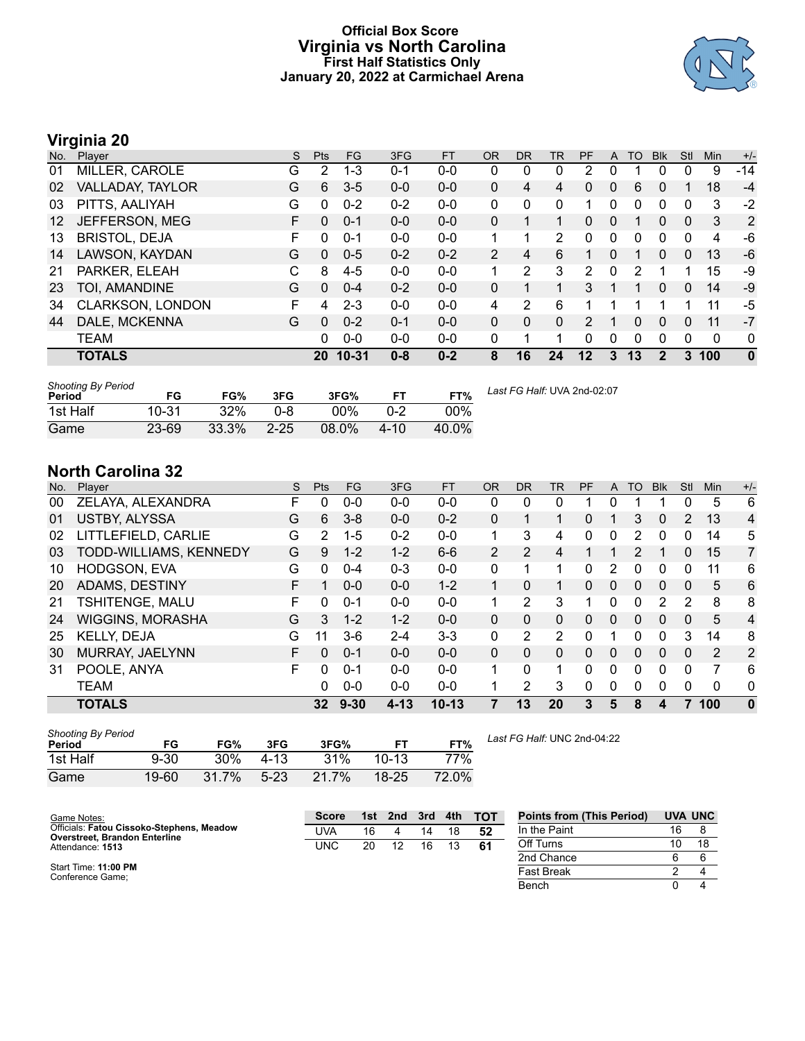# Official Box Score
## Virginia vs North Carolina
### First Half Statistics Only
### January 20, 2022 at Carmichael Arena

## Virginia 20

| No. | Player | S | Pts | FG | 3FG | FT | OR | DR | TR | PF | A | TO | Blk | Stl | Min | +/- |
|---|---|---|---|---|---|---|---|---|---|---|---|---|---|---|---|---|
| 01 | MILLER, CAROLE | G | 2 | 1-3 | 0-1 | 0-0 | 0 | 0 | 0 | 2 | 0 | 1 | 0 | 0 | 9 | -14 |
| 02 | VALLADAY, TAYLOR | G | 6 | 3-5 | 0-0 | 0-0 | 0 | 4 | 4 | 0 | 0 | 6 | 0 | 1 | 18 | -4 |
| 03 | PITTS, AALIYAH | G | 0 | 0-2 | 0-2 | 0-0 | 0 | 0 | 0 | 1 | 0 | 0 | 0 | 0 | 3 | -2 |
| 12 | JEFFERSON, MEG | F | 0 | 0-1 | 0-0 | 0-0 | 0 | 1 | 1 | 0 | 0 | 1 | 0 | 0 | 3 | 2 |
| 13 | BRISTOL, DEJA | F | 0 | 0-1 | 0-0 | 0-0 | 1 | 1 | 2 | 0 | 0 | 0 | 0 | 0 | 4 | -6 |
| 14 | LAWSON, KAYDAN | G | 0 | 0-5 | 0-2 | 0-2 | 2 | 4 | 6 | 1 | 0 | 1 | 0 | 0 | 13 | -6 |
| 21 | PARKER, ELEAH | C | 8 | 4-5 | 0-0 | 0-0 | 1 | 2 | 3 | 2 | 0 | 2 | 1 | 1 | 15 | -9 |
| 23 | TOI, AMANDINE | G | 0 | 0-4 | 0-2 | 0-0 | 0 | 1 | 1 | 3 | 1 | 1 | 0 | 0 | 14 | -9 |
| 34 | CLARKSON, LONDON | F | 4 | 2-3 | 0-0 | 0-0 | 4 | 2 | 6 | 1 | 1 | 1 | 1 | 1 | 11 | -5 |
| 44 | DALE, MCKENNA | G | 0 | 0-2 | 0-1 | 0-0 | 0 | 0 | 0 | 2 | 1 | 0 | 0 | 0 | 11 | -7 |
| | TEAM | | 0 | 0-0 | 0-0 | 0-0 | 0 | 1 | 1 | 0 | 0 | 0 | 0 | 0 | 0 | 0 |
| | **TOTALS** | | **20** | **10-31** | **0-8** | **0-2** | **8** | **16** | **24** | **12** | **3** | **13** | **2** | **3** | **100** | **0** |

*Shooting By Period*

| Period | FG | FG% | 3FG | 3FG% | FT | FT% |
|---|---|---|---|---|---|---|
| 1st Half | 10-31 | 32% | 0-8 | 00% | 0-2 | 00% |
| Game | 23-69 | 33.3% | 2-25 | 08.0% | 4-10 | 40.0% |

*Last FG Half:* UVA 2nd-02:07

## North Carolina 32

| No. | Player | S | Pts | FG | 3FG | FT | OR | DR | TR | PF | A | TO | Blk | Stl | Min | +/- |
|---|---|---|---|---|---|---|---|---|---|---|---|---|---|---|---|---|
| 00 | ZELAYA, ALEXANDRA | F | 0 | 0-0 | 0-0 | 0-0 | 0 | 0 | 0 | 1 | 0 | 1 | 1 | 0 | 5 | 6 |
| 01 | USTBY, ALYSSA | G | 6 | 3-8 | 0-0 | 0-2 | 0 | 1 | 1 | 0 | 1 | 3 | 0 | 2 | 13 | 4 |
| 02 | LITTLEFIELD, CARLIE | G | 2 | 1-5 | 0-2 | 0-0 | 1 | 3 | 4 | 0 | 0 | 2 | 0 | 0 | 14 | 5 |
| 03 | TODD-WILLIAMS, KENNEDY | G | 9 | 1-2 | 1-2 | 6-6 | 2 | 2 | 4 | 1 | 1 | 2 | 1 | 0 | 15 | 7 |
| 10 | HODGSON, EVA | G | 0 | 0-4 | 0-3 | 0-0 | 0 | 1 | 1 | 0 | 2 | 0 | 0 | 0 | 11 | 6 |
| 20 | ADAMS, DESTINY | F | 1 | 0-0 | 0-0 | 1-2 | 1 | 0 | 1 | 0 | 0 | 0 | 0 | 0 | 5 | 6 |
| 21 | TSHITENGE, MALU | F | 0 | 0-1 | 0-0 | 0-0 | 1 | 2 | 3 | 1 | 0 | 0 | 2 | 2 | 8 | 8 |
| 24 | WIGGINS, MORASHA | G | 3 | 1-2 | 1-2 | 0-0 | 0 | 0 | 0 | 0 | 0 | 0 | 0 | 0 | 5 | 4 |
| 25 | KELLY, DEJA | G | 11 | 3-6 | 2-4 | 3-3 | 0 | 2 | 2 | 0 | 1 | 0 | 0 | 3 | 14 | 8 |
| 30 | MURRAY, JAELYNN | F | 0 | 0-1 | 0-0 | 0-0 | 0 | 0 | 0 | 0 | 0 | 0 | 0 | 0 | 2 | 2 |
| 31 | POOLE, ANYA | F | 0 | 0-1 | 0-0 | 0-0 | 1 | 0 | 1 | 0 | 0 | 0 | 0 | 0 | 7 | 6 |
| | TEAM | | 0 | 0-0 | 0-0 | 0-0 | 1 | 2 | 3 | 0 | 0 | 0 | 0 | 0 | 0 | 0 |
| | **TOTALS** | | **32** | **9-30** | **4-13** | **10-13** | **7** | **13** | **20** | **3** | **5** | **8** | **4** | **7** | **100** | **0** |

*Shooting By Period*

| Period | FG | FG% | 3FG | 3FG% | FT | FT% |
|---|---|---|---|---|---|---|
| 1st Half | 9-30 | 30% | 4-13 | 31% | 10-13 | 77% |
| Game | 19-60 | 31.7% | 5-23 | 21.7% | 18-25 | 72.0% |

*Last FG Half:* UNC 2nd-04:22

Game Notes:
Officials: **Fatou Cissoko-Stephens, Meadow Overstreet, Brandon Enterline**
Attendance: **1513**

Start Time: **11:00 PM**
Conference Game;

| Score | 1st | 2nd | 3rd | 4th | TOT |
|---|---|---|---|---|---|
| UVA | 16 | 4 | 14 | 18 | **52** |
| UNC | 20 | 12 | 16 | 13 | **61** |

| Points from (This Period) | UVA | UNC |
|---|---|---|
| In the Paint | 16 | 8 |
| Off Turns | 10 | 18 |
| 2nd Chance | 6 | 6 |
| Fast Break | 2 | 4 |
| Bench | 0 | 4 |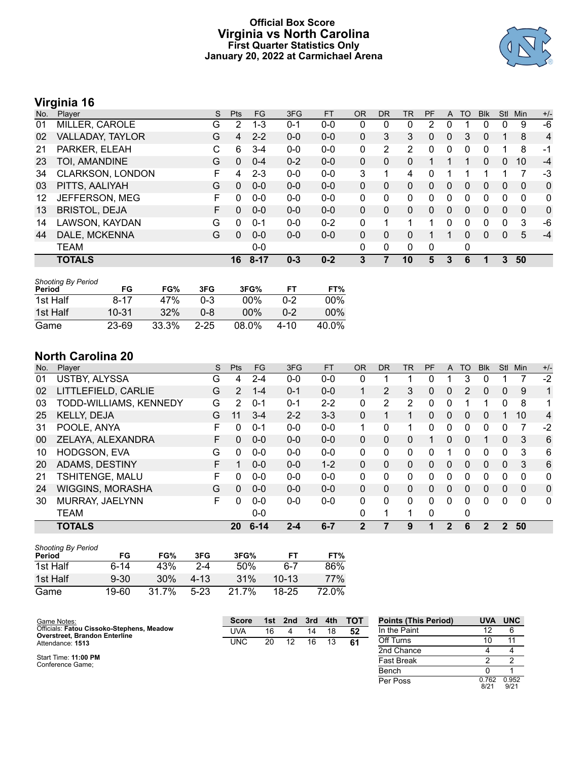# Official Box Score
## Virginia vs North Carolina
### First Quarter Statistics Only
### January 20, 2022 at Carmichael Arena

## Virginia 16

| No. | Player | S | Pts | FG | 3FG | FT | OR | DR | TR | PF | A | TO | Blk | Stl | Min | +/- |
|---|---|---|---|---|---|---|---|---|---|---|---|---|---|---|---|---|
| 01 | MILLER, CAROLE | G | 2 | 1-3 | 0-1 | 0-0 | 0 | 0 | 0 | 2 | 0 | 1 | 0 | 0 | 9 | -6 |
| 02 | VALLADAY, TAYLOR | G | 4 | 2-2 | 0-0 | 0-0 | 0 | 3 | 3 | 0 | 0 | 3 | 0 | 1 | 8 | 4 |
| 21 | PARKER, ELEAH | C | 6 | 3-4 | 0-0 | 0-0 | 0 | 2 | 2 | 0 | 0 | 0 | 0 | 1 | 8 | -1 |
| 23 | TOI, AMANDINE | G | 0 | 0-4 | 0-2 | 0-0 | 0 | 0 | 0 | 1 | 1 | 1 | 0 | 0 | 10 | -4 |
| 34 | CLARKSON, LONDON | F | 4 | 2-3 | 0-0 | 0-0 | 3 | 1 | 4 | 0 | 1 | 1 | 1 | 1 | 7 | -3 |
| 03 | PITTS, AALIYAH | G | 0 | 0-0 | 0-0 | 0-0 | 0 | 0 | 0 | 0 | 0 | 0 | 0 | 0 | 0 | 0 |
| 12 | JEFFERSON, MEG | F | 0 | 0-0 | 0-0 | 0-0 | 0 | 0 | 0 | 0 | 0 | 0 | 0 | 0 | 0 | 0 |
| 13 | BRISTOL, DEJA | F | 0 | 0-0 | 0-0 | 0-0 | 0 | 0 | 0 | 0 | 0 | 0 | 0 | 0 | 0 | 0 |
| 14 | LAWSON, KAYDAN | G | 0 | 0-1 | 0-0 | 0-2 | 0 | 1 | 1 | 1 | 0 | 0 | 0 | 0 | 3 | -6 |
| 44 | DALE, MCKENNA | G | 0 | 0-0 | 0-0 | 0-0 | 0 | 0 | 0 | 1 | 1 | 0 | 0 | 0 | 5 | -4 |
| | TEAM | | | 0-0 | | | 0 | 0 | 0 | 0 | | 0 | | | | |
| | **TOTALS** | | **16** | **8-17** | **0-3** | **0-2** | **3** | **7** | **10** | **5** | **3** | **6** | **1** | **3** | **50** | |

*Shooting By Period*

| Period | FG | FG% | 3FG | 3FG% | FT | FT% |
|---|---|---|---|---|---|---|
| 1st Half | 8-17 | 47% | 0-3 | 00% | 0-2 | 00% |
| 1st Half | 10-31 | 32% | 0-8 | 00% | 0-2 | 00% |
| Game | 23-69 | 33.3% | 2-25 | 08.0% | 4-10 | 40.0% |

## North Carolina 20

| No. | Player | S | Pts | FG | 3FG | FT | OR | DR | TR | PF | A | TO | Blk | Stl | Min | +/- |
|---|---|---|---|---|---|---|---|---|---|---|---|---|---|---|---|---|
| 01 | USTBY, ALYSSA | G | 4 | 2-4 | 0-0 | 0-0 | 0 | 1 | 1 | 0 | 1 | 3 | 0 | 1 | 7 | -2 |
| 02 | LITTLEFIELD, CARLIE | G | 2 | 1-4 | 0-1 | 0-0 | 1 | 2 | 3 | 0 | 0 | 2 | 0 | 0 | 9 | 1 |
| 03 | TODD-WILLIAMS, KENNEDY | G | 2 | 0-1 | 0-1 | 2-2 | 0 | 2 | 2 | 0 | 0 | 1 | 1 | 0 | 8 | 1 |
| 25 | KELLY, DEJA | G | 11 | 3-4 | 2-2 | 3-3 | 0 | 1 | 1 | 0 | 0 | 0 | 0 | 1 | 10 | 4 |
| 31 | POOLE, ANYA | F | 0 | 0-1 | 0-0 | 0-0 | 1 | 0 | 1 | 0 | 0 | 0 | 0 | 0 | 7 | -2 |
| 00 | ZELAYA, ALEXANDRA | F | 0 | 0-0 | 0-0 | 0-0 | 0 | 0 | 0 | 1 | 0 | 0 | 1 | 0 | 3 | 6 |
| 10 | HODGSON, EVA | G | 0 | 0-0 | 0-0 | 0-0 | 0 | 0 | 0 | 0 | 1 | 0 | 0 | 0 | 3 | 6 |
| 20 | ADAMS, DESTINY | F | 1 | 0-0 | 0-0 | 1-2 | 0 | 0 | 0 | 0 | 0 | 0 | 0 | 0 | 3 | 6 |
| 21 | TSHITENGE, MALU | F | 0 | 0-0 | 0-0 | 0-0 | 0 | 0 | 0 | 0 | 0 | 0 | 0 | 0 | 0 | 0 |
| 24 | WIGGINS, MORASHA | G | 0 | 0-0 | 0-0 | 0-0 | 0 | 0 | 0 | 0 | 0 | 0 | 0 | 0 | 0 | 0 |
| 30 | MURRAY, JAELYNN | F | 0 | 0-0 | 0-0 | 0-0 | 0 | 0 | 0 | 0 | 0 | 0 | 0 | 0 | 0 | 0 |
| | TEAM | | | 0-0 | | | 0 | 1 | 1 | 0 | | 0 | | | | |
| | **TOTALS** | | **20** | **6-14** | **2-4** | **6-7** | **2** | **7** | **9** | **1** | **2** | **6** | **2** | **2** | **50** | |

*Shooting By Period*

| Period | FG | FG% | 3FG | 3FG% | FT | FT% |
|---|---|---|---|---|---|---|
| 1st Half | 6-14 | 43% | 2-4 | 50% | 6-7 | 86% |
| 1st Half | 9-30 | 30% | 4-13 | 31% | 10-13 | 77% |
| Game | 19-60 | 31.7% | 5-23 | 21.7% | 18-25 | 72.0% |

Game Notes:
Officials: **Fatou Cissoko-Stephens, Meadow Overstreet, Brandon Enterline**
Attendance: **1513**

Start Time: **11:00 PM**
Conference Game;

| Score | 1st | 2nd | 3rd | 4th | TOT |
|---|---|---|---|---|---|
| UVA | 16 | 4 | 14 | 18 | **52** |
| UNC | 20 | 12 | 16 | 13 | **61** |

| Points (This Period) | UVA | UNC |
|---|---|---|
| In the Paint | 12 | 6 |
| Off Turns | 10 | 11 |
| 2nd Chance | 4 | 4 |
| Fast Break | 2 | 2 |
| Bench | 0 | 1 |
| Per Poss | 0.762 8/21 | 0.952 9/21 |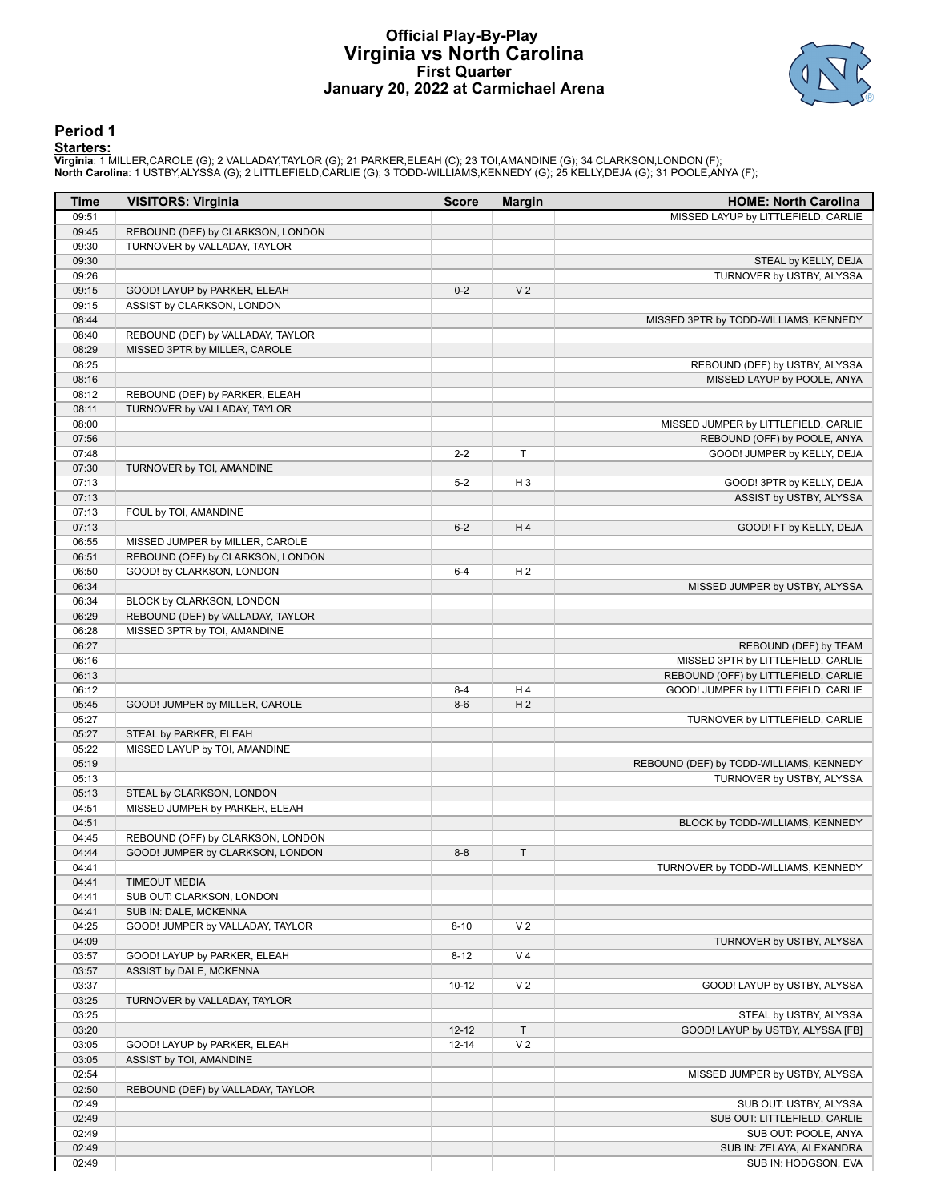# Official Play-By-Play
## Virginia vs North Carolina
### First Quarter
### January 20, 2022 at Carmichael Arena

## Period 1

**Starters:**

**Virginia**: 1 MILLER,CAROLE (G); 2 VALLADAY,TAYLOR (G); 21 PARKER,ELEAH (C); 23 TOI,AMANDINE (G); 34 CLARKSON,LONDON (F);
**North Carolina**: 1 USTBY,ALYSSA (G); 2 LITTLEFIELD,CARLIE (G); 3 TODD-WILLIAMS,KENNEDY (G); 25 KELLY,DEJA (G); 31 POOLE,ANYA (F);

| Time | VISITORS: Virginia | Score | Margin | HOME: North Carolina |
|---|---|---|---|---|
| 09:51 | | | | MISSED LAYUP by LITTLEFIELD, CARLIE |
| 09:45 | REBOUND (DEF) by CLARKSON, LONDON | | | |
| 09:30 | TURNOVER by VALLADAY, TAYLOR | | | |
| 09:30 | | | | STEAL by KELLY, DEJA |
| 09:26 | | | | TURNOVER by USTBY, ALYSSA |
| 09:15 | GOOD! LAYUP by PARKER, ELEAH | 0-2 | V 2 | |
| 09:15 | ASSIST by CLARKSON, LONDON | | | |
| 08:44 | | | | MISSED 3PTR by TODD-WILLIAMS, KENNEDY |
| 08:40 | REBOUND (DEF) by VALLADAY, TAYLOR | | | |
| 08:29 | MISSED 3PTR by MILLER, CAROLE | | | |
| 08:25 | | | | REBOUND (DEF) by USTBY, ALYSSA |
| 08:16 | | | | MISSED LAYUP by POOLE, ANYA |
| 08:12 | REBOUND (DEF) by PARKER, ELEAH | | | |
| 08:11 | TURNOVER by VALLADAY, TAYLOR | | | |
| 08:00 | | | | MISSED JUMPER by LITTLEFIELD, CARLIE |
| 07:56 | | | | REBOUND (OFF) by POOLE, ANYA |
| 07:48 | | 2-2 | T | GOOD! JUMPER by KELLY, DEJA |
| 07:30 | TURNOVER by TOI, AMANDINE | | | |
| 07:13 | | 5-2 | H 3 | GOOD! 3PTR by KELLY, DEJA |
| 07:13 | | | | ASSIST by USTBY, ALYSSA |
| 07:13 | FOUL by TOI, AMANDINE | | | |
| 07:13 | | 6-2 | H 4 | GOOD! FT by KELLY, DEJA |
| 06:55 | MISSED JUMPER by MILLER, CAROLE | | | |
| 06:51 | REBOUND (OFF) by CLARKSON, LONDON | | | |
| 06:50 | GOOD! by CLARKSON, LONDON | 6-4 | H 2 | |
| 06:34 | | | | MISSED JUMPER by USTBY, ALYSSA |
| 06:34 | BLOCK by CLARKSON, LONDON | | | |
| 06:29 | REBOUND (DEF) by VALLADAY, TAYLOR | | | |
| 06:28 | MISSED 3PTR by TOI, AMANDINE | | | |
| 06:27 | | | | REBOUND (DEF) by TEAM |
| 06:16 | | | | MISSED 3PTR by LITTLEFIELD, CARLIE |
| 06:13 | | | | REBOUND (OFF) by LITTLEFIELD, CARLIE |
| 06:12 | | 8-4 | H 4 | GOOD! JUMPER by LITTLEFIELD, CARLIE |
| 05:45 | GOOD! JUMPER by MILLER, CAROLE | 8-6 | H 2 | |
| 05:27 | | | | TURNOVER by LITTLEFIELD, CARLIE |
| 05:27 | STEAL by PARKER, ELEAH | | | |
| 05:22 | MISSED LAYUP by TOI, AMANDINE | | | |
| 05:19 | | | | REBOUND (DEF) by TODD-WILLIAMS, KENNEDY |
| 05:13 | | | | TURNOVER by USTBY, ALYSSA |
| 05:13 | STEAL by CLARKSON, LONDON | | | |
| 04:51 | MISSED JUMPER by PARKER, ELEAH | | | |
| 04:51 | | | | BLOCK by TODD-WILLIAMS, KENNEDY |
| 04:45 | REBOUND (OFF) by CLARKSON, LONDON | | | |
| 04:44 | GOOD! JUMPER by CLARKSON, LONDON | 8-8 | T | |
| 04:41 | | | | TURNOVER by TODD-WILLIAMS, KENNEDY |
| 04:41 | TIMEOUT MEDIA | | | |
| 04:41 | SUB OUT: CLARKSON, LONDON | | | |
| 04:41 | SUB IN: DALE, MCKENNA | | | |
| 04:25 | GOOD! JUMPER by VALLADAY, TAYLOR | 8-10 | V 2 | |
| 04:09 | | | | TURNOVER by USTBY, ALYSSA |
| 03:57 | GOOD! LAYUP by PARKER, ELEAH | 8-12 | V 4 | |
| 03:57 | ASSIST by DALE, MCKENNA | | | |
| 03:37 | | 10-12 | V 2 | GOOD! LAYUP by USTBY, ALYSSA |
| 03:25 | TURNOVER by VALLADAY, TAYLOR | | | |
| 03:25 | | | | STEAL by USTBY, ALYSSA |
| 03:20 | | 12-12 | T | GOOD! LAYUP by USTBY, ALYSSA [FB] |
| 03:05 | GOOD! LAYUP by PARKER, ELEAH | 12-14 | V 2 | |
| 03:05 | ASSIST by TOI, AMANDINE | | | |
| 02:54 | | | | MISSED JUMPER by USTBY, ALYSSA |
| 02:50 | REBOUND (DEF) by VALLADAY, TAYLOR | | | |
| 02:49 | | | | SUB OUT: USTBY, ALYSSA |
| 02:49 | | | | SUB OUT: LITTLEFIELD, CARLIE |
| 02:49 | | | | SUB OUT: POOLE, ANYA |
| 02:49 | | | | SUB IN: ZELAYA, ALEXANDRA |
| 02:49 | | | | SUB IN: HODGSON, EVA |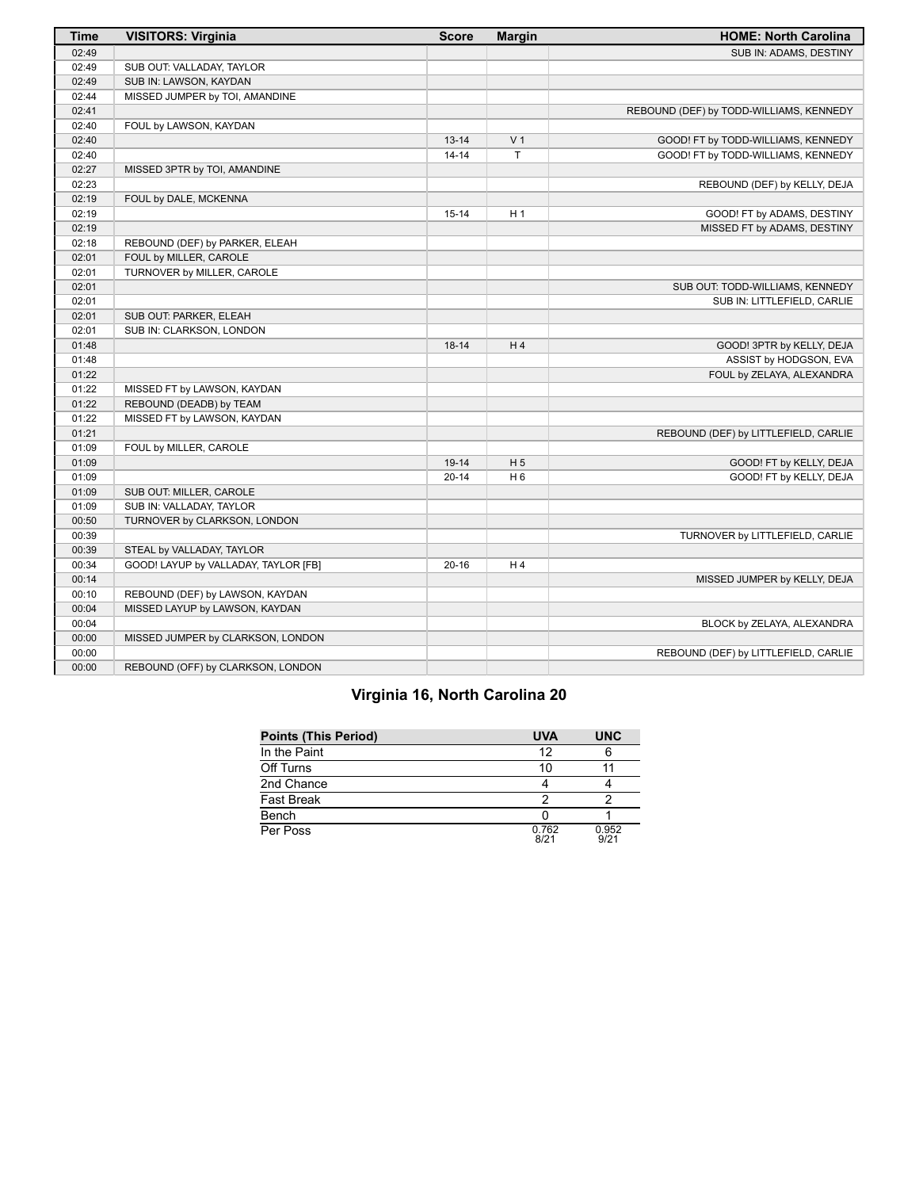| Time | VISITORS: Virginia | Score | Margin | HOME: North Carolina |
|---|---|---|---|---|
| 02:49 | | | | SUB IN: ADAMS, DESTINY |
| 02:49 | SUB OUT: VALLADAY, TAYLOR | | | |
| 02:49 | SUB IN: LAWSON, KAYDAN | | | |
| 02:44 | MISSED JUMPER by TOI, AMANDINE | | | |
| 02:41 | | | | REBOUND (DEF) by TODD-WILLIAMS, KENNEDY |
| 02:40 | FOUL by LAWSON, KAYDAN | | | |
| 02:40 | | 13-14 | V 1 | GOOD! FT by TODD-WILLIAMS, KENNEDY |
| 02:40 | | 14-14 | T | GOOD! FT by TODD-WILLIAMS, KENNEDY |
| 02:27 | MISSED 3PTR by TOI, AMANDINE | | | |
| 02:23 | | | | REBOUND (DEF) by KELLY, DEJA |
| 02:19 | FOUL by DALE, MCKENNA | | | |
| 02:19 | | 15-14 | H 1 | GOOD! FT by ADAMS, DESTINY |
| 02:19 | | | | MISSED FT by ADAMS, DESTINY |
| 02:18 | REBOUND (DEF) by PARKER, ELEAH | | | |
| 02:01 | FOUL by MILLER, CAROLE | | | |
| 02:01 | TURNOVER by MILLER, CAROLE | | | |
| 02:01 | | | | SUB OUT: TODD-WILLIAMS, KENNEDY |
| 02:01 | | | | SUB IN: LITTLEFIELD, CARLIE |
| 02:01 | SUB OUT: PARKER, ELEAH | | | |
| 02:01 | SUB IN: CLARKSON, LONDON | | | |
| 01:48 | | 18-14 | H 4 | GOOD! 3PTR by KELLY, DEJA |
| 01:48 | | | | ASSIST by HODGSON, EVA |
| 01:22 | | | | FOUL by ZELAYA, ALEXANDRA |
| 01:22 | MISSED FT by LAWSON, KAYDAN | | | |
| 01:22 | REBOUND (DEADB) by TEAM | | | |
| 01:22 | MISSED FT by LAWSON, KAYDAN | | | |
| 01:21 | | | | REBOUND (DEF) by LITTLEFIELD, CARLIE |
| 01:09 | FOUL by MILLER, CAROLE | | | |
| 01:09 | | 19-14 | H 5 | GOOD! FT by KELLY, DEJA |
| 01:09 | | 20-14 | H 6 | GOOD! FT by KELLY, DEJA |
| 01:09 | SUB OUT: MILLER, CAROLE | | | |
| 01:09 | SUB IN: VALLADAY, TAYLOR | | | |
| 00:50 | TURNOVER by CLARKSON, LONDON | | | |
| 00:39 | | | | TURNOVER by LITTLEFIELD, CARLIE |
| 00:39 | STEAL by VALLADAY, TAYLOR | | | |
| 00:34 | GOOD! LAYUP by VALLADAY, TAYLOR [FB] | 20-16 | H 4 | |
| 00:14 | | | | MISSED JUMPER by KELLY, DEJA |
| 00:10 | REBOUND (DEF) by LAWSON, KAYDAN | | | |
| 00:04 | MISSED LAYUP by LAWSON, KAYDAN | | | |
| 00:04 | | | | BLOCK by ZELAYA, ALEXANDRA |
| 00:00 | MISSED JUMPER by CLARKSON, LONDON | | | |
| 00:00 | | | | REBOUND (DEF) by LITTLEFIELD, CARLIE |
| 00:00 | REBOUND (OFF) by CLARKSON, LONDON | | | |

## Virginia 16, North Carolina 20

| Points (This Period) | UVA | UNC |
|---|---|---|
| In the Paint | 12 | 6 |
| Off Turns | 10 | 11 |
| 2nd Chance | 4 | 4 |
| Fast Break | 2 | 2 |
| Bench | 0 | 1 |
| Per Poss | 0.762 8/21 | 0.952 9/21 |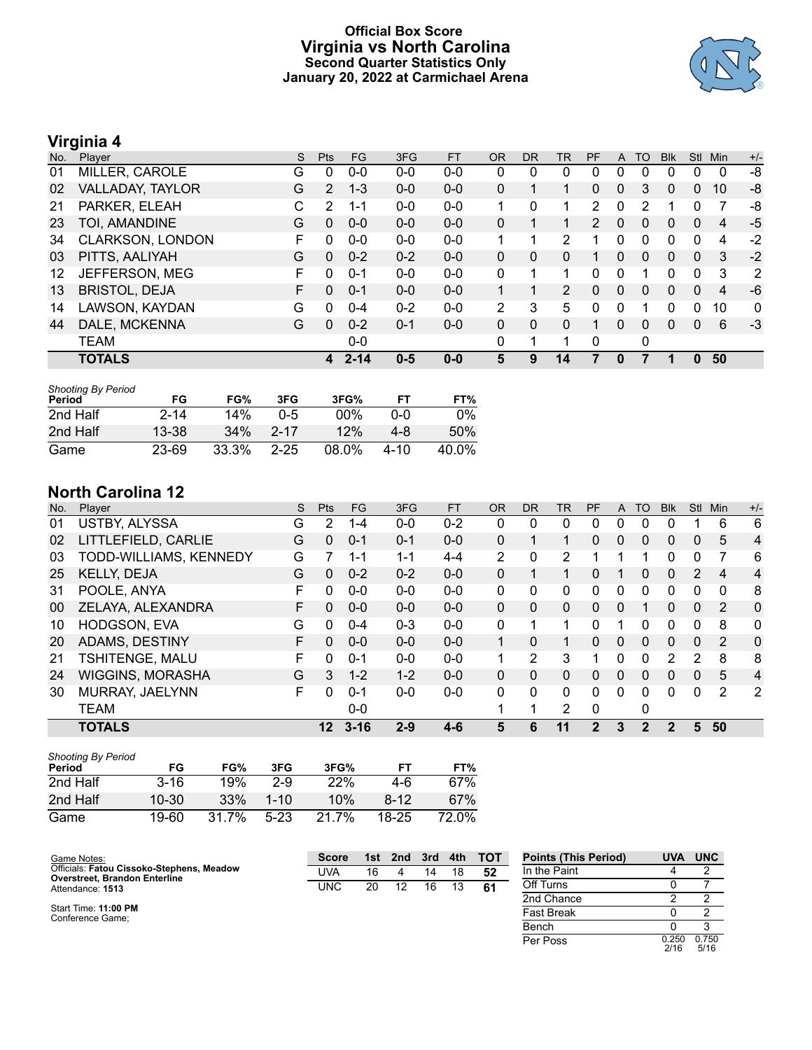# Official Box Score
## Virginia vs North Carolina
### Second Quarter Statistics Only
### January 20, 2022 at Carmichael Arena

## Virginia 4

| No. | Player | S | Pts | FG | 3FG | FT | OR | DR | TR | PF | A | TO | Blk | Stl | Min | +/- |
|---|---|---|---|---|---|---|---|---|---|---|---|---|---|---|---|---|
| 01 | MILLER, CAROLE | G | 0 | 0-0 | 0-0 | 0-0 | 0 | 0 | 0 | 0 | 0 | 0 | 0 | 0 | 0 | -8 |
| 02 | VALLADAY, TAYLOR | G | 2 | 1-3 | 0-0 | 0-0 | 0 | 1 | 1 | 0 | 0 | 3 | 0 | 0 | 10 | -8 |
| 21 | PARKER, ELEAH | C | 2 | 1-1 | 0-0 | 0-0 | 1 | 0 | 1 | 2 | 0 | 2 | 1 | 0 | 7 | -8 |
| 23 | TOI, AMANDINE | G | 0 | 0-0 | 0-0 | 0-0 | 0 | 1 | 1 | 2 | 0 | 0 | 0 | 0 | 4 | -5 |
| 34 | CLARKSON, LONDON | F | 0 | 0-0 | 0-0 | 0-0 | 1 | 1 | 2 | 1 | 0 | 0 | 0 | 0 | 4 | -2 |
| 03 | PITTS, AALIYAH | G | 0 | 0-2 | 0-2 | 0-0 | 0 | 0 | 0 | 1 | 0 | 0 | 0 | 0 | 3 | -2 |
| 12 | JEFFERSON, MEG | F | 0 | 0-1 | 0-0 | 0-0 | 0 | 1 | 1 | 0 | 0 | 1 | 0 | 0 | 3 | 2 |
| 13 | BRISTOL, DEJA | F | 0 | 0-1 | 0-0 | 0-0 | 1 | 1 | 2 | 0 | 0 | 0 | 0 | 0 | 4 | -6 |
| 14 | LAWSON, KAYDAN | G | 0 | 0-4 | 0-2 | 0-0 | 2 | 3 | 5 | 0 | 0 | 1 | 0 | 0 | 10 | 0 |
| 44 | DALE, MCKENNA | G | 0 | 0-2 | 0-1 | 0-0 | 0 | 0 | 0 | 1 | 0 | 0 | 0 | 0 | 6 | -3 |
| | TEAM | | | 0-0 | | | 0 | 1 | 1 | 0 | | 0 | | | | |
| | **TOTALS** | | **4** | **2-14** | **0-5** | **0-0** | **5** | **9** | **14** | **7** | **0** | **7** | **1** | **0** | **50** | |

*Shooting By Period*

| Period | FG | FG% | 3FG | 3FG% | FT | FT% |
|---|---|---|---|---|---|---|
| 2nd Half | 2-14 | 14% | 0-5 | 00% | 0-0 | 0% |
| 2nd Half | 13-38 | 34% | 2-17 | 12% | 4-8 | 50% |
| Game | 23-69 | 33.3% | 2-25 | 08.0% | 4-10 | 40.0% |

## North Carolina 12

| No. | Player | S | Pts | FG | 3FG | FT | OR | DR | TR | PF | A | TO | Blk | Stl | Min | +/- |
|---|---|---|---|---|---|---|---|---|---|---|---|---|---|---|---|---|
| 01 | USTBY, ALYSSA | G | 2 | 1-4 | 0-0 | 0-2 | 0 | 0 | 0 | 0 | 0 | 0 | 0 | 1 | 6 | 6 |
| 02 | LITTLEFIELD, CARLIE | G | 0 | 0-1 | 0-1 | 0-0 | 0 | 1 | 1 | 0 | 0 | 0 | 0 | 0 | 5 | 4 |
| 03 | TODD-WILLIAMS, KENNEDY | G | 7 | 1-1 | 1-1 | 4-4 | 2 | 0 | 2 | 1 | 1 | 1 | 0 | 0 | 7 | 6 |
| 25 | KELLY, DEJA | G | 0 | 0-2 | 0-2 | 0-0 | 0 | 1 | 1 | 0 | 1 | 0 | 0 | 2 | 4 | 4 |
| 31 | POOLE, ANYA | F | 0 | 0-0 | 0-0 | 0-0 | 0 | 0 | 0 | 0 | 0 | 0 | 0 | 0 | 0 | 8 |
| 00 | ZELAYA, ALEXANDRA | F | 0 | 0-0 | 0-0 | 0-0 | 0 | 0 | 0 | 0 | 0 | 1 | 0 | 0 | 2 | 0 |
| 10 | HODGSON, EVA | G | 0 | 0-4 | 0-3 | 0-0 | 0 | 1 | 1 | 0 | 1 | 0 | 0 | 0 | 8 | 0 |
| 20 | ADAMS, DESTINY | F | 0 | 0-0 | 0-0 | 0-0 | 1 | 0 | 1 | 0 | 0 | 0 | 0 | 0 | 2 | 0 |
| 21 | TSHITENGE, MALU | F | 0 | 0-1 | 0-0 | 0-0 | 1 | 2 | 3 | 1 | 0 | 0 | 2 | 2 | 8 | 8 |
| 24 | WIGGINS, MORASHA | G | 3 | 1-2 | 1-2 | 0-0 | 0 | 0 | 0 | 0 | 0 | 0 | 0 | 0 | 5 | 4 |
| 30 | MURRAY, JAELYNN | F | 0 | 0-1 | 0-0 | 0-0 | 0 | 0 | 0 | 0 | 0 | 0 | 0 | 0 | 2 | 2 |
| | TEAM | | | 0-0 | | | 1 | 1 | 2 | 0 | | 0 | | | | |
| | **TOTALS** | | **12** | **3-16** | **2-9** | **4-6** | **5** | **6** | **11** | **2** | **3** | **2** | **2** | **5** | **50** | |

*Shooting By Period*

| Period | FG | FG% | 3FG | 3FG% | FT | FT% |
|---|---|---|---|---|---|---|
| 2nd Half | 3-16 | 19% | 2-9 | 22% | 4-6 | 67% |
| 2nd Half | 10-30 | 33% | 1-10 | 10% | 8-12 | 67% |
| Game | 19-60 | 31.7% | 5-23 | 21.7% | 18-25 | 72.0% |

Game Notes:
Officials: **Fatou Cissoko-Stephens, Meadow Overstreet, Brandon Enterline**
Attendance: **1513**

Start Time: **11:00 PM**
Conference Game;

| Score | 1st | 2nd | 3rd | 4th | TOT |
|---|---|---|---|---|---|
| UVA | 16 | 4 | 14 | 18 | **52** |
| UNC | 20 | 12 | 16 | 13 | **61** |

| Points (This Period) | UVA | UNC |
|---|---|---|
| In the Paint | 4 | 2 |
| Off Turns | 0 | 7 |
| 2nd Chance | 2 | 2 |
| Fast Break | 0 | 2 |
| Bench | 0 | 3 |
| Per Poss | 0.250 2/16 | 0.750 5/16 |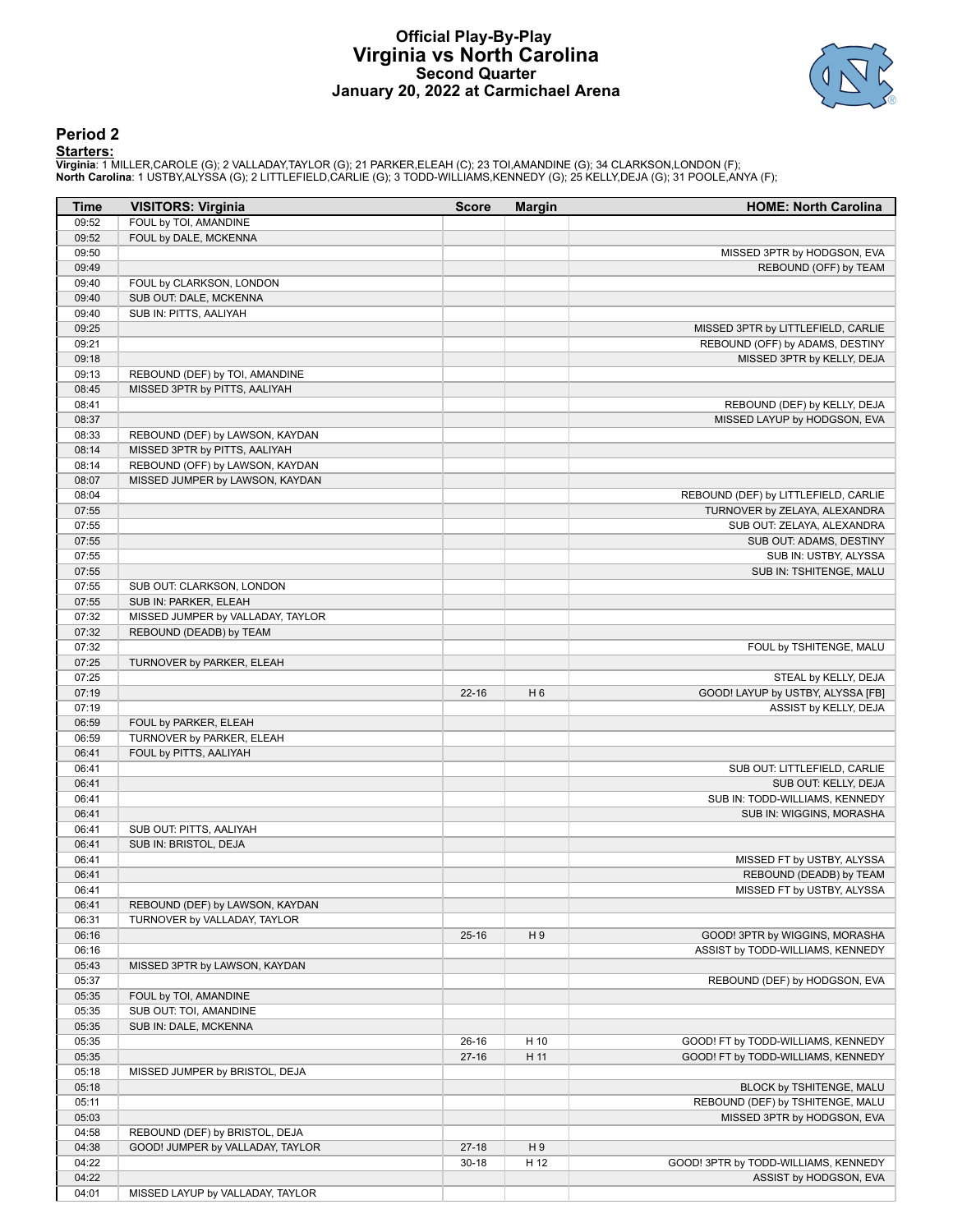# Official Play-By-Play
# Virginia vs North Carolina
## Second Quarter
### January 20, 2022 at Carmichael Arena

## Period 2

**Starters:**

**Virginia**: 1 MILLER,CAROLE (G); 2 VALLADAY,TAYLOR (G); 21 PARKER,ELEAH (C); 23 TOI,AMANDINE (G); 34 CLARKSON,LONDON (F);
**North Carolina**: 1 USTBY,ALYSSA (G); 2 LITTLEFIELD,CARLIE (G); 3 TODD-WILLIAMS,KENNEDY (G); 25 KELLY,DEJA (G); 31 POOLE,ANYA (F);

| Time | VISITORS: Virginia | Score | Margin | HOME: North Carolina |
|---|---|---|---|---|
| 09:52 | FOUL by TOI, AMANDINE | | | |
| 09:52 | FOUL by DALE, MCKENNA | | | |
| 09:50 | | | | MISSED 3PTR by HODGSON, EVA |
| 09:49 | | | | REBOUND (OFF) by TEAM |
| 09:40 | FOUL by CLARKSON, LONDON | | | |
| 09:40 | SUB OUT: DALE, MCKENNA | | | |
| 09:40 | SUB IN: PITTS, AALIYAH | | | |
| 09:25 | | | | MISSED 3PTR by LITTLEFIELD, CARLIE |
| 09:21 | | | | REBOUND (OFF) by ADAMS, DESTINY |
| 09:18 | | | | MISSED 3PTR by KELLY, DEJA |
| 09:13 | REBOUND (DEF) by TOI, AMANDINE | | | |
| 08:45 | MISSED 3PTR by PITTS, AALIYAH | | | |
| 08:41 | | | | REBOUND (DEF) by KELLY, DEJA |
| 08:37 | | | | MISSED LAYUP by HODGSON, EVA |
| 08:33 | REBOUND (DEF) by LAWSON, KAYDAN | | | |
| 08:14 | MISSED 3PTR by PITTS, AALIYAH | | | |
| 08:14 | REBOUND (OFF) by LAWSON, KAYDAN | | | |
| 08:07 | MISSED JUMPER by LAWSON, KAYDAN | | | |
| 08:04 | | | | REBOUND (DEF) by LITTLEFIELD, CARLIE |
| 07:55 | | | | TURNOVER by ZELAYA, ALEXANDRA |
| 07:55 | | | | SUB OUT: ZELAYA, ALEXANDRA |
| 07:55 | | | | SUB OUT: ADAMS, DESTINY |
| 07:55 | | | | SUB IN: USTBY, ALYSSA |
| 07:55 | | | | SUB IN: TSHITENGE, MALU |
| 07:55 | SUB OUT: CLARKSON, LONDON | | | |
| 07:55 | SUB IN: PARKER, ELEAH | | | |
| 07:32 | MISSED JUMPER by VALLADAY, TAYLOR | | | |
| 07:32 | REBOUND (DEADB) by TEAM | | | |
| 07:32 | | | | FOUL by TSHITENGE, MALU |
| 07:25 | TURNOVER by PARKER, ELEAH | | | |
| 07:25 | | | | STEAL by KELLY, DEJA |
| 07:19 | | 22-16 | H 6 | GOOD! LAYUP by USTBY, ALYSSA [FB] |
| 07:19 | | | | ASSIST by KELLY, DEJA |
| 06:59 | FOUL by PARKER, ELEAH | | | |
| 06:59 | TURNOVER by PARKER, ELEAH | | | |
| 06:41 | FOUL by PITTS, AALIYAH | | | |
| 06:41 | | | | SUB OUT: LITTLEFIELD, CARLIE |
| 06:41 | | | | SUB OUT: KELLY, DEJA |
| 06:41 | | | | SUB IN: TODD-WILLIAMS, KENNEDY |
| 06:41 | | | | SUB IN: WIGGINS, MORASHA |
| 06:41 | SUB OUT: PITTS, AALIYAH | | | |
| 06:41 | SUB IN: BRISTOL, DEJA | | | |
| 06:41 | | | | MISSED FT by USTBY, ALYSSA |
| 06:41 | | | | REBOUND (DEADB) by TEAM |
| 06:41 | | | | MISSED FT by USTBY, ALYSSA |
| 06:41 | REBOUND (DEF) by LAWSON, KAYDAN | | | |
| 06:31 | TURNOVER by VALLADAY, TAYLOR | | | |
| 06:16 | | 25-16 | H 9 | GOOD! 3PTR by WIGGINS, MORASHA |
| 06:16 | | | | ASSIST by TODD-WILLIAMS, KENNEDY |
| 05:43 | MISSED 3PTR by LAWSON, KAYDAN | | | |
| 05:37 | | | | REBOUND (DEF) by HODGSON, EVA |
| 05:35 | FOUL by TOI, AMANDINE | | | |
| 05:35 | SUB OUT: TOI, AMANDINE | | | |
| 05:35 | SUB IN: DALE, MCKENNA | | | |
| 05:35 | | 26-16 | H 10 | GOOD! FT by TODD-WILLIAMS, KENNEDY |
| 05:35 | | 27-16 | H 11 | GOOD! FT by TODD-WILLIAMS, KENNEDY |
| 05:18 | MISSED JUMPER by BRISTOL, DEJA | | | |
| 05:18 | | | | BLOCK by TSHITENGE, MALU |
| 05:11 | | | | REBOUND (DEF) by TSHITENGE, MALU |
| 05:03 | | | | MISSED 3PTR by HODGSON, EVA |
| 04:58 | REBOUND (DEF) by BRISTOL, DEJA | | | |
| 04:38 | GOOD! JUMPER by VALLADAY, TAYLOR | 27-18 | H 9 | |
| 04:22 | | 30-18 | H 12 | GOOD! 3PTR by TODD-WILLIAMS, KENNEDY |
| 04:22 | | | | ASSIST by HODGSON, EVA |
| 04:01 | MISSED LAYUP by VALLADAY, TAYLOR | | | |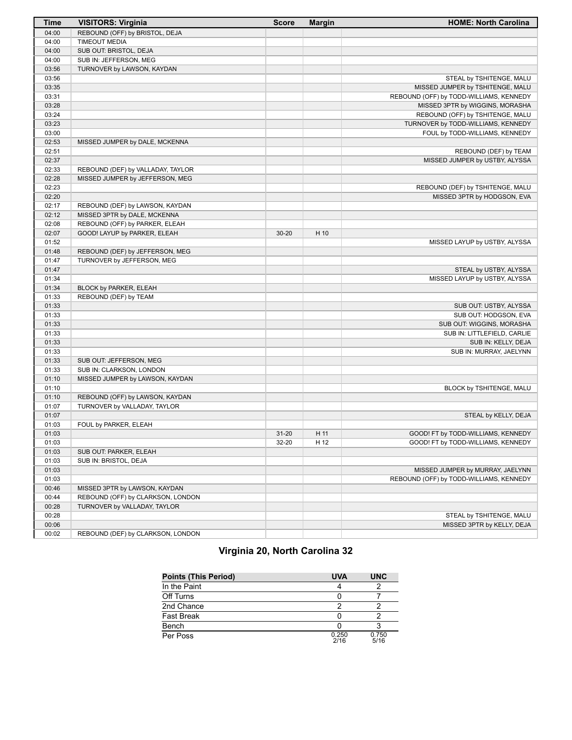| Time | VISITORS: Virginia | Score | Margin | HOME: North Carolina |
|---|---|---|---|---|
| 04:00 | REBOUND (OFF) by BRISTOL, DEJA | | | |
| 04:00 | TIMEOUT MEDIA | | | |
| 04:00 | SUB OUT: BRISTOL, DEJA | | | |
| 04:00 | SUB IN: JEFFERSON, MEG | | | |
| 03:56 | TURNOVER by LAWSON, KAYDAN | | | |
| 03:56 | | | | STEAL by TSHITENGE, MALU |
| 03:35 | | | | MISSED JUMPER by TSHITENGE, MALU |
| 03:31 | | | | REBOUND (OFF) by TODD-WILLIAMS, KENNEDY |
| 03:28 | | | | MISSED 3PTR by WIGGINS, MORASHA |
| 03:24 | | | | REBOUND (OFF) by TSHITENGE, MALU |
| 03:23 | | | | TURNOVER by TODD-WILLIAMS, KENNEDY |
| 03:00 | | | | FOUL by TODD-WILLIAMS, KENNEDY |
| 02:53 | MISSED JUMPER by DALE, MCKENNA | | | |
| 02:51 | | | | REBOUND (DEF) by TEAM |
| 02:37 | | | | MISSED JUMPER by USTBY, ALYSSA |
| 02:33 | REBOUND (DEF) by VALLADAY, TAYLOR | | | |
| 02:28 | MISSED JUMPER by JEFFERSON, MEG | | | |
| 02:23 | | | | REBOUND (DEF) by TSHITENGE, MALU |
| 02:20 | | | | MISSED 3PTR by HODGSON, EVA |
| 02:17 | REBOUND (DEF) by LAWSON, KAYDAN | | | |
| 02:12 | MISSED 3PTR by DALE, MCKENNA | | | |
| 02:08 | REBOUND (OFF) by PARKER, ELEAH | | | |
| 02:07 | GOOD! LAYUP by PARKER, ELEAH | 30-20 | H 10 | |
| 01:52 | | | | MISSED LAYUP by USTBY, ALYSSA |
| 01:48 | REBOUND (DEF) by JEFFERSON, MEG | | | |
| 01:47 | TURNOVER by JEFFERSON, MEG | | | |
| 01:47 | | | | STEAL by USTBY, ALYSSA |
| 01:34 | | | | MISSED LAYUP by USTBY, ALYSSA |
| 01:34 | BLOCK by PARKER, ELEAH | | | |
| 01:33 | REBOUND (DEF) by TEAM | | | |
| 01:33 | | | | SUB OUT: USTBY, ALYSSA |
| 01:33 | | | | SUB OUT: HODGSON, EVA |
| 01:33 | | | | SUB OUT: WIGGINS, MORASHA |
| 01:33 | | | | SUB IN: LITTLEFIELD, CARLIE |
| 01:33 | | | | SUB IN: KELLY, DEJA |
| 01:33 | | | | SUB IN: MURRAY, JAELYNN |
| 01:33 | SUB OUT: JEFFERSON, MEG | | | |
| 01:33 | SUB IN: CLARKSON, LONDON | | | |
| 01:10 | MISSED JUMPER by LAWSON, KAYDAN | | | |
| 01:10 | | | | BLOCK by TSHITENGE, MALU |
| 01:10 | REBOUND (OFF) by LAWSON, KAYDAN | | | |
| 01:07 | TURNOVER by VALLADAY, TAYLOR | | | |
| 01:07 | | | | STEAL by KELLY, DEJA |
| 01:03 | FOUL by PARKER, ELEAH | | | |
| 01:03 | | 31-20 | H 11 | GOOD! FT by TODD-WILLIAMS, KENNEDY |
| 01:03 | | 32-20 | H 12 | GOOD! FT by TODD-WILLIAMS, KENNEDY |
| 01:03 | SUB OUT: PARKER, ELEAH | | | |
| 01:03 | SUB IN: BRISTOL, DEJA | | | |
| 01:03 | | | | MISSED JUMPER by MURRAY, JAELYNN |
| 01:03 | | | | REBOUND (OFF) by TODD-WILLIAMS, KENNEDY |
| 00:46 | MISSED 3PTR by LAWSON, KAYDAN | | | |
| 00:44 | REBOUND (OFF) by CLARKSON, LONDON | | | |
| 00:28 | TURNOVER by VALLADAY, TAYLOR | | | |
| 00:28 | | | | STEAL by TSHITENGE, MALU |
| 00:06 | | | | MISSED 3PTR by KELLY, DEJA |
| 00:02 | REBOUND (DEF) by CLARKSON, LONDON | | | |

## Virginia 20, North Carolina 32

| Points (This Period) | UVA | UNC |
|---|---|---|
| In the Paint | 4 | 2 |
| Off Turns | 0 | 7 |
| 2nd Chance | 2 | 2 |
| Fast Break | 0 | 2 |
| Bench | 0 | 3 |
| Per Poss | 0.250 2/16 | 0.750 5/16 |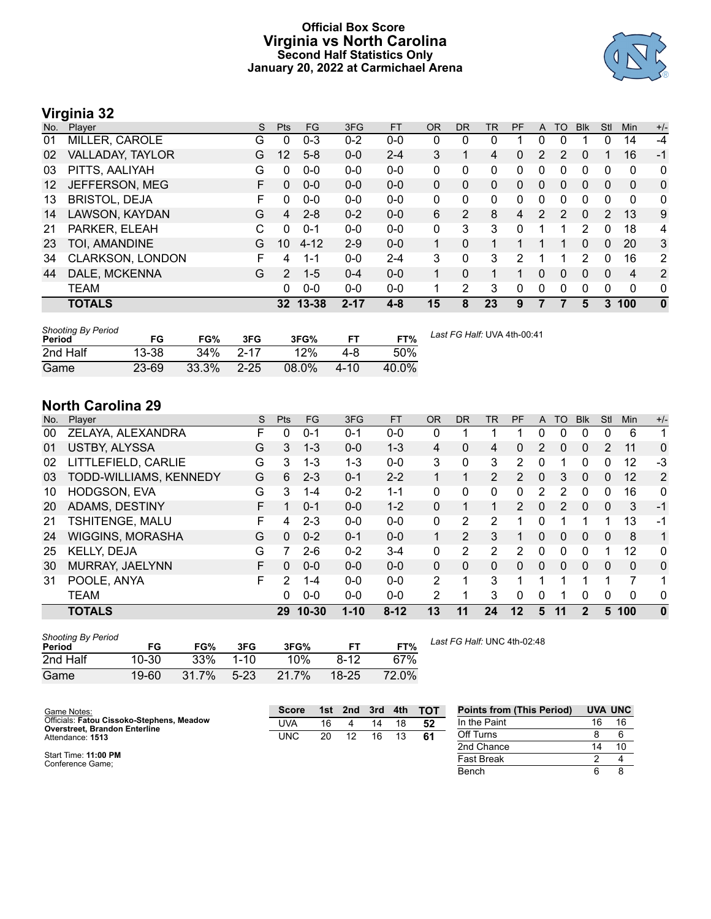# Official Box Score
## Virginia vs North Carolina
### Second Half Statistics Only
### January 20, 2022 at Carmichael Arena

## Virginia 32

| No. | Player | S | Pts | FG | 3FG | FT | OR | DR | TR | PF | A | TO | Blk | Stl | Min | +/- |
|---|---|---|---|---|---|---|---|---|---|---|---|---|---|---|---|---|
| 01 | MILLER, CAROLE | G | 0 | 0-3 | 0-2 | 0-0 | 0 | 0 | 0 | 1 | 0 | 0 | 1 | 0 | 14 | -4 |
| 02 | VALLADAY, TAYLOR | G | 12 | 5-8 | 0-0 | 2-4 | 3 | 1 | 4 | 0 | 2 | 2 | 0 | 1 | 16 | -1 |
| 03 | PITTS, AALIYAH | G | 0 | 0-0 | 0-0 | 0-0 | 0 | 0 | 0 | 0 | 0 | 0 | 0 | 0 | 0 | 0 |
| 12 | JEFFERSON, MEG | F | 0 | 0-0 | 0-0 | 0-0 | 0 | 0 | 0 | 0 | 0 | 0 | 0 | 0 | 0 | 0 |
| 13 | BRISTOL, DEJA | F | 0 | 0-0 | 0-0 | 0-0 | 0 | 0 | 0 | 0 | 0 | 0 | 0 | 0 | 0 | 0 |
| 14 | LAWSON, KAYDAN | G | 4 | 2-8 | 0-2 | 0-0 | 6 | 2 | 8 | 4 | 2 | 2 | 0 | 2 | 13 | 9 |
| 21 | PARKER, ELEAH | C | 0 | 0-1 | 0-0 | 0-0 | 0 | 3 | 3 | 0 | 1 | 1 | 2 | 0 | 18 | 4 |
| 23 | TOI, AMANDINE | G | 10 | 4-12 | 2-9 | 0-0 | 1 | 0 | 1 | 1 | 1 | 1 | 0 | 0 | 20 | 3 |
| 34 | CLARKSON, LONDON | F | 4 | 1-1 | 0-0 | 2-4 | 3 | 0 | 3 | 2 | 1 | 1 | 2 | 0 | 16 | 2 |
| 44 | DALE, MCKENNA | G | 2 | 1-5 | 0-4 | 0-0 | 1 | 0 | 1 | 1 | 0 | 0 | 0 | 0 | 4 | 2 |
| | TEAM | | 0 | 0-0 | 0-0 | 0-0 | 1 | 2 | 3 | 0 | 0 | 0 | 0 | 0 | 0 | 0 |
| | **TOTALS** | | **32** | **13-38** | **2-17** | **4-8** | **15** | **8** | **23** | **9** | **7** | **7** | **5** | **3** | **100** | **0** |

*Shooting By Period*

| Period | FG | FG% | 3FG | 3FG% | FT | FT% |
|---|---|---|---|---|---|---|
| 2nd Half | 13-38 | 34% | 2-17 | 12% | 4-8 | 50% |
| Game | 23-69 | 33.3% | 2-25 | 08.0% | 4-10 | 40.0% |

*Last FG Half:* UVA 4th-00:41

## North Carolina 29

| No. | Player | S | Pts | FG | 3FG | FT | OR | DR | TR | PF | A | TO | Blk | Stl | Min | +/- |
|---|---|---|---|---|---|---|---|---|---|---|---|---|---|---|---|---|
| 00 | ZELAYA, ALEXANDRA | F | 0 | 0-1 | 0-1 | 0-0 | 0 | 1 | 1 | 1 | 0 | 0 | 0 | 0 | 6 | 1 |
| 01 | USTBY, ALYSSA | G | 3 | 1-3 | 0-0 | 1-3 | 4 | 0 | 4 | 0 | 2 | 0 | 0 | 2 | 11 | 0 |
| 02 | LITTLEFIELD, CARLIE | G | 3 | 1-3 | 1-3 | 0-0 | 3 | 0 | 3 | 2 | 0 | 1 | 0 | 0 | 12 | -3 |
| 03 | TODD-WILLIAMS, KENNEDY | G | 6 | 2-3 | 0-1 | 2-2 | 1 | 1 | 2 | 2 | 0 | 3 | 0 | 0 | 12 | 2 |
| 10 | HODGSON, EVA | G | 3 | 1-4 | 0-2 | 1-1 | 0 | 0 | 0 | 0 | 2 | 2 | 0 | 0 | 16 | 0 |
| 20 | ADAMS, DESTINY | F | 1 | 0-1 | 0-0 | 1-2 | 0 | 1 | 1 | 2 | 0 | 2 | 0 | 0 | 3 | -1 |
| 21 | TSHITENGE, MALU | F | 4 | 2-3 | 0-0 | 0-0 | 0 | 2 | 2 | 1 | 0 | 1 | 1 | 1 | 13 | -1 |
| 24 | WIGGINS, MORASHA | G | 0 | 0-2 | 0-1 | 0-0 | 1 | 2 | 3 | 1 | 0 | 0 | 0 | 0 | 8 | 1 |
| 25 | KELLY, DEJA | G | 7 | 2-6 | 0-2 | 3-4 | 0 | 2 | 2 | 2 | 0 | 0 | 0 | 1 | 12 | 0 |
| 30 | MURRAY, JAELYNN | F | 0 | 0-0 | 0-0 | 0-0 | 0 | 0 | 0 | 0 | 0 | 0 | 0 | 0 | 0 | 0 |
| 31 | POOLE, ANYA | F | 2 | 1-4 | 0-0 | 0-0 | 2 | 1 | 3 | 1 | 1 | 1 | 1 | 1 | 7 | 1 |
| | TEAM | | 0 | 0-0 | 0-0 | 0-0 | 2 | 1 | 3 | 0 | 0 | 1 | 0 | 0 | 0 | 0 |
| | **TOTALS** | | **29** | **10-30** | **1-10** | **8-12** | **13** | **11** | **24** | **12** | **5** | **11** | **2** | **5** | **100** | **0** |

*Shooting By Period*

| Period | FG | FG% | 3FG | 3FG% | FT | FT% |
|---|---|---|---|---|---|---|
| 2nd Half | 10-30 | 33% | 1-10 | 10% | 8-12 | 67% |
| Game | 19-60 | 31.7% | 5-23 | 21.7% | 18-25 | 72.0% |

*Last FG Half:* UNC 4th-02:48

Game Notes:
Officials: **Fatou Cissoko-Stephens, Meadow Overstreet, Brandon Enterline**
Attendance: **1513**

Start Time: **11:00 PM**
Conference Game;

| Score | 1st | 2nd | 3rd | 4th | TOT |
|---|---|---|---|---|---|
| UVA | 16 | 4 | 14 | 18 | 52 |
| UNC | 20 | 12 | 16 | 13 | 61 |

| Points from (This Period) | UVA | UNC |
|---|---|---|
| In the Paint | 16 | 16 |
| Off Turns | 8 | 6 |
| 2nd Chance | 14 | 10 |
| Fast Break | 2 | 4 |
| Bench | 6 | 8 |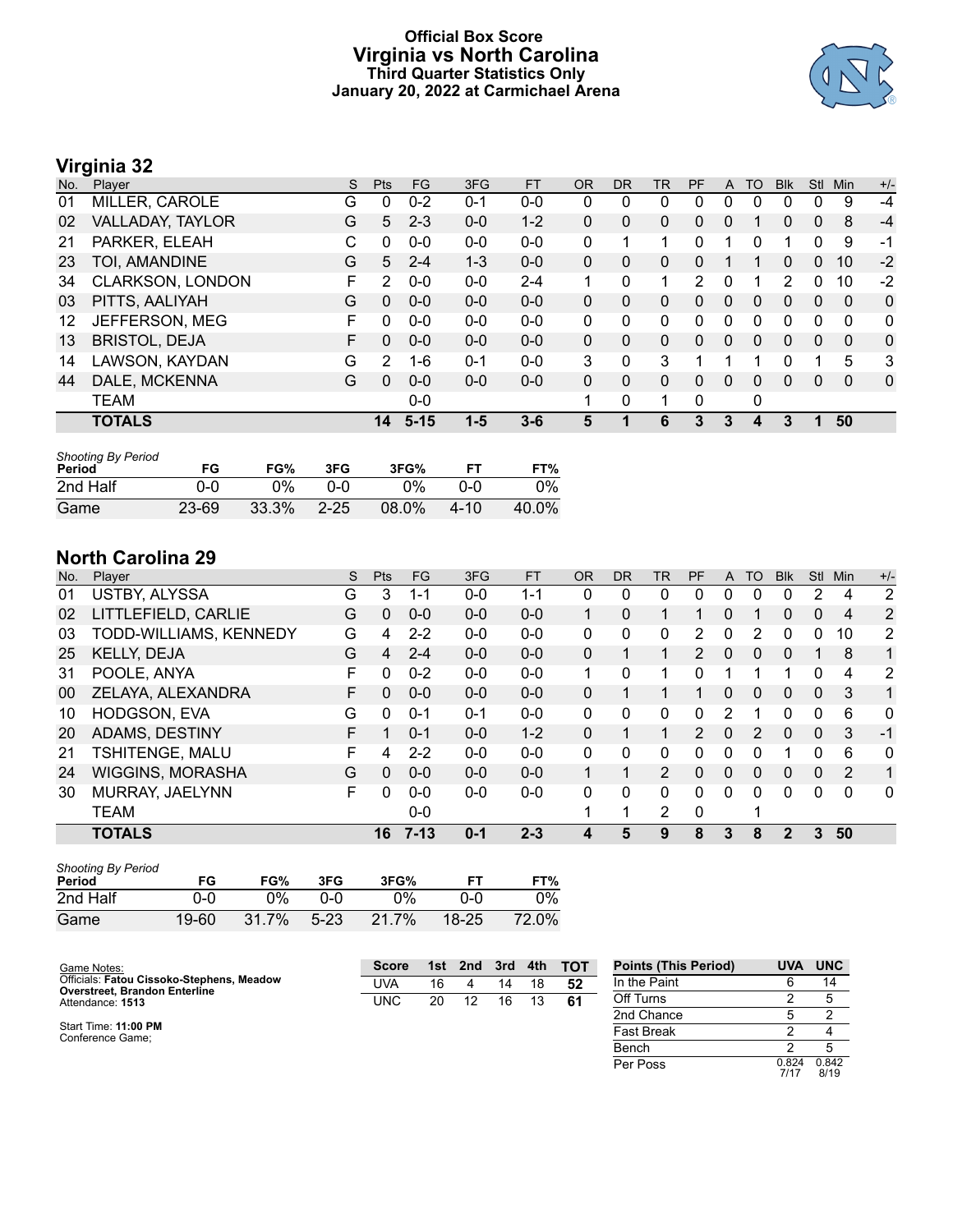# Official Box Score
## Virginia vs North Carolina
### Third Quarter Statistics Only
### January 20, 2022 at Carmichael Arena

## Virginia 32

| No. | Player | S | Pts | FG | 3FG | FT | OR | DR | TR | PF | A | TO | Blk | Stl | Min | +/- |
|---|---|---|---|---|---|---|---|---|---|---|---|---|---|---|---|---|
| 01 | MILLER, CAROLE | G | 0 | 0-2 | 0-1 | 0-0 | 0 | 0 | 0 | 0 | 0 | 0 | 0 | 0 | 9 | -4 |
| 02 | VALLADAY, TAYLOR | G | 5 | 2-3 | 0-0 | 1-2 | 0 | 0 | 0 | 0 | 0 | 1 | 0 | 0 | 8 | -4 |
| 21 | PARKER, ELEAH | C | 0 | 0-0 | 0-0 | 0-0 | 0 | 1 | 1 | 0 | 1 | 0 | 1 | 0 | 9 | -1 |
| 23 | TOI, AMANDINE | G | 5 | 2-4 | 1-3 | 0-0 | 0 | 0 | 0 | 0 | 1 | 1 | 0 | 0 | 10 | -2 |
| 34 | CLARKSON, LONDON | F | 2 | 0-0 | 0-0 | 2-4 | 1 | 0 | 1 | 2 | 0 | 1 | 2 | 0 | 10 | -2 |
| 03 | PITTS, AALIYAH | G | 0 | 0-0 | 0-0 | 0-0 | 0 | 0 | 0 | 0 | 0 | 0 | 0 | 0 | 0 | 0 |
| 12 | JEFFERSON, MEG | F | 0 | 0-0 | 0-0 | 0-0 | 0 | 0 | 0 | 0 | 0 | 0 | 0 | 0 | 0 | 0 |
| 13 | BRISTOL, DEJA | F | 0 | 0-0 | 0-0 | 0-0 | 0 | 0 | 0 | 0 | 0 | 0 | 0 | 0 | 0 | 0 |
| 14 | LAWSON, KAYDAN | G | 2 | 1-6 | 0-1 | 0-0 | 3 | 0 | 3 | 1 | 1 | 1 | 0 | 1 | 5 | 3 |
| 44 | DALE, MCKENNA | G | 0 | 0-0 | 0-0 | 0-0 | 0 | 0 | 0 | 0 | 0 | 0 | 0 | 0 | 0 | 0 |
| | TEAM | | | 0-0 | | | 1 | 0 | 1 | 0 | | 0 | | | | |
| | **TOTALS** | | **14** | **5-15** | **1-5** | **3-6** | **5** | **1** | **6** | **3** | **3** | **4** | **3** | **1** | **50** | |

*Shooting By Period*

| Period | FG | FG% | 3FG | 3FG% | FT | FT% |
|---|---|---|---|---|---|---|
| 2nd Half | 0-0 | 0% | 0-0 | 0% | 0-0 | 0% |
| Game | 23-69 | 33.3% | 2-25 | 08.0% | 4-10 | 40.0% |

## North Carolina 29

| No. | Player | S | Pts | FG | 3FG | FT | OR | DR | TR | PF | A | TO | Blk | Stl | Min | +/- |
|---|---|---|---|---|---|---|---|---|---|---|---|---|---|---|---|---|
| 01 | USTBY, ALYSSA | G | 3 | 1-1 | 0-0 | 1-1 | 0 | 0 | 0 | 0 | 0 | 0 | 0 | 2 | 4 | 2 |
| 02 | LITTLEFIELD, CARLIE | G | 0 | 0-0 | 0-0 | 0-0 | 1 | 0 | 1 | 1 | 0 | 1 | 0 | 0 | 4 | 2 |
| 03 | TODD-WILLIAMS, KENNEDY | G | 4 | 2-2 | 0-0 | 0-0 | 0 | 0 | 0 | 2 | 0 | 2 | 0 | 0 | 10 | 2 |
| 25 | KELLY, DEJA | G | 4 | 2-4 | 0-0 | 0-0 | 0 | 1 | 1 | 2 | 0 | 0 | 0 | 1 | 8 | 1 |
| 31 | POOLE, ANYA | F | 0 | 0-2 | 0-0 | 0-0 | 1 | 0 | 1 | 0 | 1 | 1 | 1 | 0 | 4 | 2 |
| 00 | ZELAYA, ALEXANDRA | F | 0 | 0-0 | 0-0 | 0-0 | 0 | 1 | 1 | 1 | 0 | 0 | 0 | 0 | 3 | 1 |
| 10 | HODGSON, EVA | G | 0 | 0-1 | 0-1 | 0-0 | 0 | 0 | 0 | 0 | 2 | 1 | 0 | 0 | 6 | 0 |
| 20 | ADAMS, DESTINY | F | 1 | 0-1 | 0-0 | 1-2 | 0 | 1 | 1 | 2 | 0 | 2 | 0 | 0 | 3 | -1 |
| 21 | TSHITENGE, MALU | F | 4 | 2-2 | 0-0 | 0-0 | 0 | 0 | 0 | 0 | 0 | 0 | 1 | 0 | 6 | 0 |
| 24 | WIGGINS, MORASHA | G | 0 | 0-0 | 0-0 | 0-0 | 1 | 1 | 2 | 0 | 0 | 0 | 0 | 0 | 2 | 1 |
| 30 | MURRAY, JAELYNN | F | 0 | 0-0 | 0-0 | 0-0 | 0 | 0 | 0 | 0 | 0 | 0 | 0 | 0 | 0 | 0 |
| | TEAM | | | 0-0 | | | 1 | 1 | 2 | 0 | | 1 | | | | |
| | **TOTALS** | | **16** | **7-13** | **0-1** | **2-3** | **4** | **5** | **9** | **8** | **3** | **8** | **2** | **3** | **50** | |

*Shooting By Period*

| Period | FG | FG% | 3FG | 3FG% | FT | FT% |
|---|---|---|---|---|---|---|
| 2nd Half | 0-0 | 0% | 0-0 | 0% | 0-0 | 0% |
| Game | 19-60 | 31.7% | 5-23 | 21.7% | 18-25 | 72.0% |

Game Notes:
Officials: **Fatou Cissoko-Stephens, Meadow Overstreet, Brandon Enterline**
Attendance: **1513**

Start Time: **11:00 PM**
Conference Game;

| Score | 1st | 2nd | 3rd | 4th | TOT |
|---|---|---|---|---|---|
| UVA | 16 | 4 | 14 | 18 | **52** |
| UNC | 20 | 12 | 16 | 13 | **61** |

| Points (This Period) | UVA | UNC |
|---|---|---|
| In the Paint | 6 | 14 |
| Off Turns | 2 | 5 |
| 2nd Chance | 5 | 2 |
| Fast Break | 2 | 4 |
| Bench | 2 | 5 |
| Per Poss | 0.824 7/17 | 0.842 8/19 |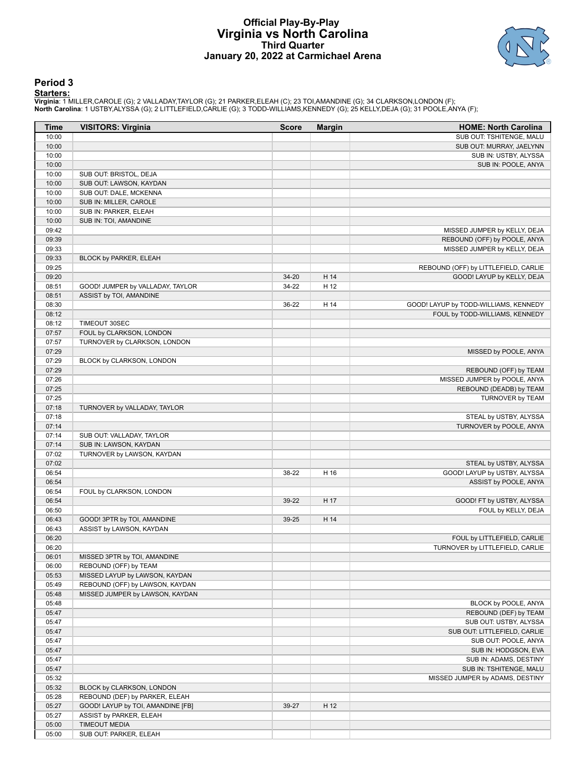# Official Play-By-Play
# Virginia vs North Carolina
## Third Quarter
### January 20, 2022 at Carmichael Arena

## Period 3

**Starters:**

**Virginia**: 1 MILLER,CAROLE (G); 2 VALLADAY,TAYLOR (G); 21 PARKER,ELEAH (C); 23 TOI,AMANDINE (G); 34 CLARKSON,LONDON (F);
**North Carolina**: 1 USTBY,ALYSSA (G); 2 LITTLEFIELD,CARLIE (G); 3 TODD-WILLIAMS,KENNEDY (G); 25 KELLY,DEJA (G); 31 POOLE,ANYA (F);

| Time | VISITORS: Virginia | Score | Margin | HOME: North Carolina |
|---|---|---|---|---|
| 10:00 | | | | SUB OUT: TSHITENGE, MALU |
| 10:00 | | | | SUB OUT: MURRAY, JAELYNN |
| 10:00 | | | | SUB IN: USTBY, ALYSSA |
| 10:00 | | | | SUB IN: POOLE, ANYA |
| 10:00 | SUB OUT: BRISTOL, DEJA | | | |
| 10:00 | SUB OUT: LAWSON, KAYDAN | | | |
| 10:00 | SUB OUT: DALE, MCKENNA | | | |
| 10:00 | SUB IN: MILLER, CAROLE | | | |
| 10:00 | SUB IN: PARKER, ELEAH | | | |
| 10:00 | SUB IN: TOI, AMANDINE | | | |
| 09:42 | | | | MISSED JUMPER by KELLY, DEJA |
| 09:39 | | | | REBOUND (OFF) by POOLE, ANYA |
| 09:33 | | | | MISSED JUMPER by KELLY, DEJA |
| 09:33 | BLOCK by PARKER, ELEAH | | | |
| 09:25 | | | | REBOUND (OFF) by LITTLEFIELD, CARLIE |
| 09:20 | | 34-20 | H 14 | GOOD! LAYUP by KELLY, DEJA |
| 08:51 | GOOD! JUMPER by VALLADAY, TAYLOR | 34-22 | H 12 | |
| 08:51 | ASSIST by TOI, AMANDINE | | | |
| 08:30 | | 36-22 | H 14 | GOOD! LAYUP by TODD-WILLIAMS, KENNEDY |
| 08:12 | | | | FOUL by TODD-WILLIAMS, KENNEDY |
| 08:12 | TIMEOUT 30SEC | | | |
| 07:57 | FOUL by CLARKSON, LONDON | | | |
| 07:57 | TURNOVER by CLARKSON, LONDON | | | |
| 07:29 | | | | MISSED by POOLE, ANYA |
| 07:29 | BLOCK by CLARKSON, LONDON | | | |
| 07:29 | | | | REBOUND (OFF) by TEAM |
| 07:26 | | | | MISSED JUMPER by POOLE, ANYA |
| 07:25 | | | | REBOUND (DEADB) by TEAM |
| 07:25 | | | | TURNOVER by TEAM |
| 07:18 | TURNOVER by VALLADAY, TAYLOR | | | |
| 07:18 | | | | STEAL by USTBY, ALYSSA |
| 07:14 | | | | TURNOVER by POOLE, ANYA |
| 07:14 | SUB OUT: VALLADAY, TAYLOR | | | |
| 07:14 | SUB IN: LAWSON, KAYDAN | | | |
| 07:02 | TURNOVER by LAWSON, KAYDAN | | | |
| 07:02 | | | | STEAL by USTBY, ALYSSA |
| 06:54 | | 38-22 | H 16 | GOOD! LAYUP by USTBY, ALYSSA |
| 06:54 | | | | ASSIST by POOLE, ANYA |
| 06:54 | FOUL by CLARKSON, LONDON | | | |
| 06:54 | | 39-22 | H 17 | GOOD! FT by USTBY, ALYSSA |
| 06:50 | | | | FOUL by KELLY, DEJA |
| 06:43 | GOOD! 3PTR by TOI, AMANDINE | 39-25 | H 14 | |
| 06:43 | ASSIST by LAWSON, KAYDAN | | | |
| 06:20 | | | | FOUL by LITTLEFIELD, CARLIE |
| 06:20 | | | | TURNOVER by LITTLEFIELD, CARLIE |
| 06:01 | MISSED 3PTR by TOI, AMANDINE | | | |
| 06:00 | REBOUND (OFF) by TEAM | | | |
| 05:53 | MISSED LAYUP by LAWSON, KAYDAN | | | |
| 05:49 | REBOUND (OFF) by LAWSON, KAYDAN | | | |
| 05:48 | MISSED JUMPER by LAWSON, KAYDAN | | | |
| 05:48 | | | | BLOCK by POOLE, ANYA |
| 05:47 | | | | REBOUND (DEF) by TEAM |
| 05:47 | | | | SUB OUT: USTBY, ALYSSA |
| 05:47 | | | | SUB OUT: LITTLEFIELD, CARLIE |
| 05:47 | | | | SUB OUT: POOLE, ANYA |
| 05:47 | | | | SUB IN: HODGSON, EVA |
| 05:47 | | | | SUB IN: ADAMS, DESTINY |
| 05:47 | | | | SUB IN: TSHITENGE, MALU |
| 05:32 | | | | MISSED JUMPER by ADAMS, DESTINY |
| 05:32 | BLOCK by CLARKSON, LONDON | | | |
| 05:28 | REBOUND (DEF) by PARKER, ELEAH | | | |
| 05:27 | GOOD! LAYUP by TOI, AMANDINE [FB] | 39-27 | H 12 | |
| 05:27 | ASSIST by PARKER, ELEAH | | | |
| 05:00 | TIMEOUT MEDIA | | | |
| 05:00 | SUB OUT: PARKER, ELEAH | | | |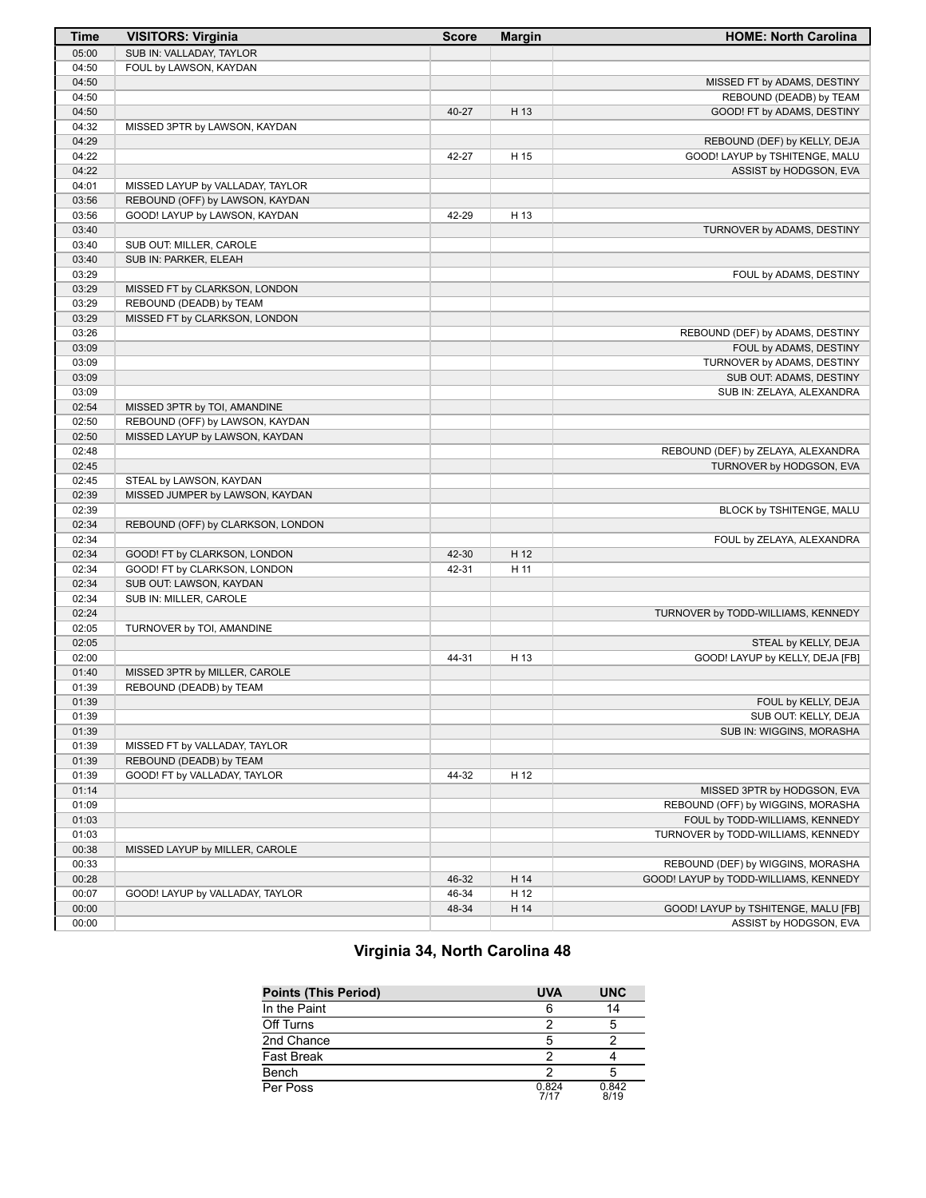| Time | VISITORS: Virginia | Score | Margin | HOME: North Carolina |
|---|---|---|---|---|
| 05:00 | SUB IN: VALLADAY, TAYLOR | | | |
| 04:50 | FOUL by LAWSON, KAYDAN | | | |
| 04:50 | | | | MISSED FT by ADAMS, DESTINY |
| 04:50 | | | | REBOUND (DEADB) by TEAM |
| 04:50 | | 40-27 | H 13 | GOOD! FT by ADAMS, DESTINY |
| 04:32 | MISSED 3PTR by LAWSON, KAYDAN | | | |
| 04:29 | | | | REBOUND (DEF) by KELLY, DEJA |
| 04:22 | | 42-27 | H 15 | GOOD! LAYUP by TSHITENGE, MALU |
| 04:22 | | | | ASSIST by HODGSON, EVA |
| 04:01 | MISSED LAYUP by VALLADAY, TAYLOR | | | |
| 03:56 | REBOUND (OFF) by LAWSON, KAYDAN | | | |
| 03:56 | GOOD! LAYUP by LAWSON, KAYDAN | 42-29 | H 13 | |
| 03:40 | | | | TURNOVER by ADAMS, DESTINY |
| 03:40 | SUB OUT: MILLER, CAROLE | | | |
| 03:40 | SUB IN: PARKER, ELEAH | | | |
| 03:29 | | | | FOUL by ADAMS, DESTINY |
| 03:29 | MISSED FT by CLARKSON, LONDON | | | |
| 03:29 | REBOUND (DEADB) by TEAM | | | |
| 03:29 | MISSED FT by CLARKSON, LONDON | | | |
| 03:26 | | | | REBOUND (DEF) by ADAMS, DESTINY |
| 03:09 | | | | FOUL by ADAMS, DESTINY |
| 03:09 | | | | TURNOVER by ADAMS, DESTINY |
| 03:09 | | | | SUB OUT: ADAMS, DESTINY |
| 03:09 | | | | SUB IN: ZELAYA, ALEXANDRA |
| 02:54 | MISSED 3PTR by TOI, AMANDINE | | | |
| 02:50 | REBOUND (OFF) by LAWSON, KAYDAN | | | |
| 02:50 | MISSED LAYUP by LAWSON, KAYDAN | | | |
| 02:48 | | | | REBOUND (DEF) by ZELAYA, ALEXANDRA |
| 02:45 | | | | TURNOVER by HODGSON, EVA |
| 02:45 | STEAL by LAWSON, KAYDAN | | | |
| 02:39 | MISSED JUMPER by LAWSON, KAYDAN | | | |
| 02:39 | | | | BLOCK by TSHITENGE, MALU |
| 02:34 | REBOUND (OFF) by CLARKSON, LONDON | | | |
| 02:34 | | | | FOUL by ZELAYA, ALEXANDRA |
| 02:34 | GOOD! FT by CLARKSON, LONDON | 42-30 | H 12 | |
| 02:34 | GOOD! FT by CLARKSON, LONDON | 42-31 | H 11 | |
| 02:34 | SUB OUT: LAWSON, KAYDAN | | | |
| 02:34 | SUB IN: MILLER, CAROLE | | | |
| 02:24 | | | | TURNOVER by TODD-WILLIAMS, KENNEDY |
| 02:05 | TURNOVER by TOI, AMANDINE | | | |
| 02:05 | | | | STEAL by KELLY, DEJA |
| 02:00 | | 44-31 | H 13 | GOOD! LAYUP by KELLY, DEJA [FB] |
| 01:40 | MISSED 3PTR by MILLER, CAROLE | | | |
| 01:39 | REBOUND (DEADB) by TEAM | | | |
| 01:39 | | | | FOUL by KELLY, DEJA |
| 01:39 | | | | SUB OUT: KELLY, DEJA |
| 01:39 | | | | SUB IN: WIGGINS, MORASHA |
| 01:39 | MISSED FT by VALLADAY, TAYLOR | | | |
| 01:39 | REBOUND (DEADB) by TEAM | | | |
| 01:39 | GOOD! FT by VALLADAY, TAYLOR | 44-32 | H 12 | |
| 01:14 | | | | MISSED 3PTR by HODGSON, EVA |
| 01:09 | | | | REBOUND (OFF) by WIGGINS, MORASHA |
| 01:03 | | | | FOUL by TODD-WILLIAMS, KENNEDY |
| 01:03 | | | | TURNOVER by TODD-WILLIAMS, KENNEDY |
| 00:38 | MISSED LAYUP by MILLER, CAROLE | | | |
| 00:33 | | | | REBOUND (DEF) by WIGGINS, MORASHA |
| 00:28 | | 46-32 | H 14 | GOOD! LAYUP by TODD-WILLIAMS, KENNEDY |
| 00:07 | GOOD! LAYUP by VALLADAY, TAYLOR | 46-34 | H 12 | |
| 00:00 | | 48-34 | H 14 | GOOD! LAYUP by TSHITENGE, MALU [FB] |
| 00:00 | | | | ASSIST by HODGSON, EVA |

## Virginia 34, North Carolina 48

| Points (This Period) | UVA | UNC |
|---|---|---|
| In the Paint | 6 | 14 |
| Off Turns | 2 | 5 |
| 2nd Chance | 5 | 2 |
| Fast Break | 2 | 4 |
| Bench | 2 | 5 |
| Per Poss | 0.824 7/17 | 0.842 8/19 |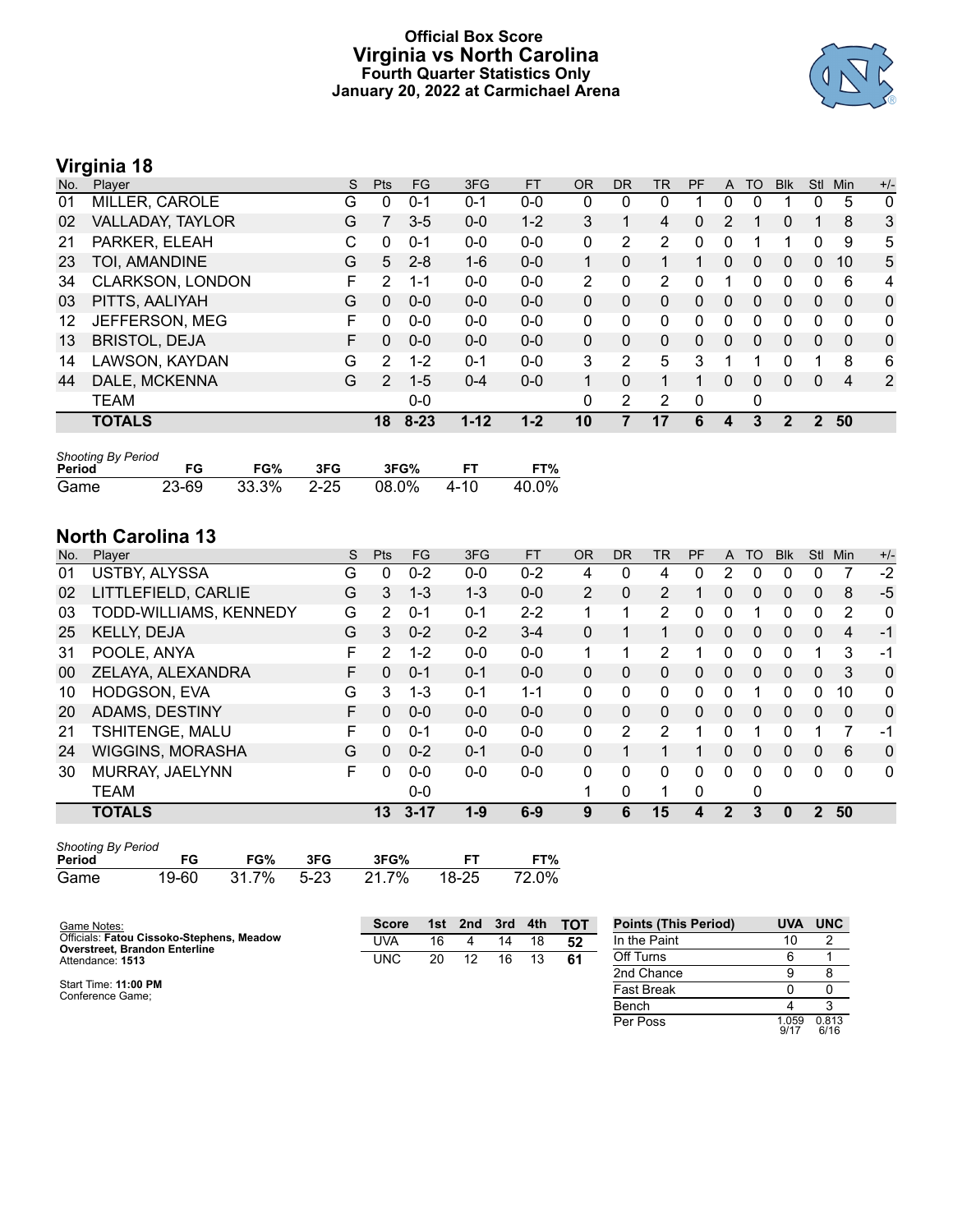# Official Box Score
## Virginia vs North Carolina
### Fourth Quarter Statistics Only
### January 20, 2022 at Carmichael Arena

## Virginia 18

| No. | Player | S | Pts | FG | 3FG | FT | OR | DR | TR | PF | A | TO | Blk | Stl | Min | +/- |
|---|---|---|---|---|---|---|---|---|---|---|---|---|---|---|---|---|
| 01 | MILLER, CAROLE | G | 0 | 0-1 | 0-1 | 0-0 | 0 | 0 | 0 | 1 | 0 | 0 | 1 | 0 | 5 | 0 |
| 02 | VALLADAY, TAYLOR | G | 7 | 3-5 | 0-0 | 1-2 | 3 | 1 | 4 | 0 | 2 | 1 | 0 | 1 | 8 | 3 |
| 21 | PARKER, ELEAH | C | 0 | 0-1 | 0-0 | 0-0 | 0 | 2 | 2 | 0 | 0 | 1 | 1 | 0 | 9 | 5 |
| 23 | TOI, AMANDINE | G | 5 | 2-8 | 1-6 | 0-0 | 1 | 0 | 1 | 1 | 0 | 0 | 0 | 0 | 10 | 5 |
| 34 | CLARKSON, LONDON | F | 2 | 1-1 | 0-0 | 0-0 | 2 | 0 | 2 | 0 | 1 | 0 | 0 | 0 | 6 | 4 |
| 03 | PITTS, AALIYAH | G | 0 | 0-0 | 0-0 | 0-0 | 0 | 0 | 0 | 0 | 0 | 0 | 0 | 0 | 0 | 0 |
| 12 | JEFFERSON, MEG | F | 0 | 0-0 | 0-0 | 0-0 | 0 | 0 | 0 | 0 | 0 | 0 | 0 | 0 | 0 | 0 |
| 13 | BRISTOL, DEJA | F | 0 | 0-0 | 0-0 | 0-0 | 0 | 0 | 0 | 0 | 0 | 0 | 0 | 0 | 0 | 0 |
| 14 | LAWSON, KAYDAN | G | 2 | 1-2 | 0-1 | 0-0 | 3 | 2 | 5 | 3 | 1 | 1 | 0 | 1 | 8 | 6 |
| 44 | DALE, MCKENNA | G | 2 | 1-5 | 0-4 | 0-0 | 1 | 0 | 1 | 1 | 0 | 0 | 0 | 0 | 4 | 2 |
| | TEAM | | | 0-0 | | | 0 | 2 | 2 | 0 | | 0 | | | | |
| | **TOTALS** | | **18** | **8-23** | **1-12** | **1-2** | **10** | **7** | **17** | **6** | **4** | **3** | **2** | **2** | **50** | |

*Shooting By Period*

| Period | FG | FG% | 3FG | 3FG% | FT | FT% |
|---|---|---|---|---|---|---|
| Game | 23-69 | 33.3% | 2-25 | 08.0% | 4-10 | 40.0% |

## North Carolina 13

| No. | Player | S | Pts | FG | 3FG | FT | OR | DR | TR | PF | A | TO | Blk | Stl | Min | +/- |
|---|---|---|---|---|---|---|---|---|---|---|---|---|---|---|---|---|
| 01 | USTBY, ALYSSA | G | 0 | 0-2 | 0-0 | 0-2 | 4 | 0 | 4 | 0 | 2 | 0 | 0 | 0 | 7 | -2 |
| 02 | LITTLEFIELD, CARLIE | G | 3 | 1-3 | 1-3 | 0-0 | 2 | 0 | 2 | 1 | 0 | 0 | 0 | 0 | 8 | -5 |
| 03 | TODD-WILLIAMS, KENNEDY | G | 2 | 0-1 | 0-1 | 2-2 | 1 | 1 | 2 | 0 | 0 | 1 | 0 | 0 | 2 | 0 |
| 25 | KELLY, DEJA | G | 3 | 0-2 | 0-2 | 3-4 | 0 | 1 | 1 | 0 | 0 | 0 | 0 | 0 | 4 | -1 |
| 31 | POOLE, ANYA | F | 2 | 1-2 | 0-0 | 0-0 | 1 | 1 | 2 | 1 | 0 | 0 | 0 | 1 | 3 | -1 |
| 00 | ZELAYA, ALEXANDRA | F | 0 | 0-1 | 0-1 | 0-0 | 0 | 0 | 0 | 0 | 0 | 0 | 0 | 0 | 3 | 0 |
| 10 | HODGSON, EVA | G | 3 | 1-3 | 0-1 | 1-1 | 0 | 0 | 0 | 0 | 0 | 1 | 0 | 0 | 10 | 0 |
| 20 | ADAMS, DESTINY | F | 0 | 0-0 | 0-0 | 0-0 | 0 | 0 | 0 | 0 | 0 | 0 | 0 | 0 | 0 | 0 |
| 21 | TSHITENGE, MALU | F | 0 | 0-1 | 0-0 | 0-0 | 0 | 2 | 2 | 1 | 0 | 1 | 0 | 1 | 7 | -1 |
| 24 | WIGGINS, MORASHA | G | 0 | 0-2 | 0-1 | 0-0 | 0 | 1 | 1 | 1 | 0 | 0 | 0 | 0 | 6 | 0 |
| 30 | MURRAY, JAELYNN | F | 0 | 0-0 | 0-0 | 0-0 | 0 | 0 | 0 | 0 | 0 | 0 | 0 | 0 | 0 | 0 |
| | TEAM | | | 0-0 | | | 1 | 0 | 1 | 0 | | 0 | | | | |
| | **TOTALS** | | **13** | **3-17** | **1-9** | **6-9** | **9** | **6** | **15** | **4** | **2** | **3** | **0** | **2** | **50** | |

*Shooting By Period*

| Period | FG | FG% | 3FG | 3FG% | FT | FT% |
|---|---|---|---|---|---|---|
| Game | 19-60 | 31.7% | 5-23 | 21.7% | 18-25 | 72.0% |

Game Notes:
Officials: **Fatou Cissoko-Stephens, Meadow Overstreet, Brandon Enterline**
Attendance: **1513**

Start Time: **11:00 PM**
Conference Game;

| Score | 1st | 2nd | 3rd | 4th | TOT |
|---|---|---|---|---|---|
| UVA | 16 | 4 | 14 | 18 | **52** |
| UNC | 20 | 12 | 16 | 13 | **61** |

| Points (This Period) | UVA | UNC |
|---|---|---|
| In the Paint | 10 | 2 |
| Off Turns | 6 | 1 |
| 2nd Chance | 9 | 8 |
| Fast Break | 0 | 0 |
| Bench | 4 | 3 |
| Per Poss | 1.059 9/17 | 0.813 6/16 |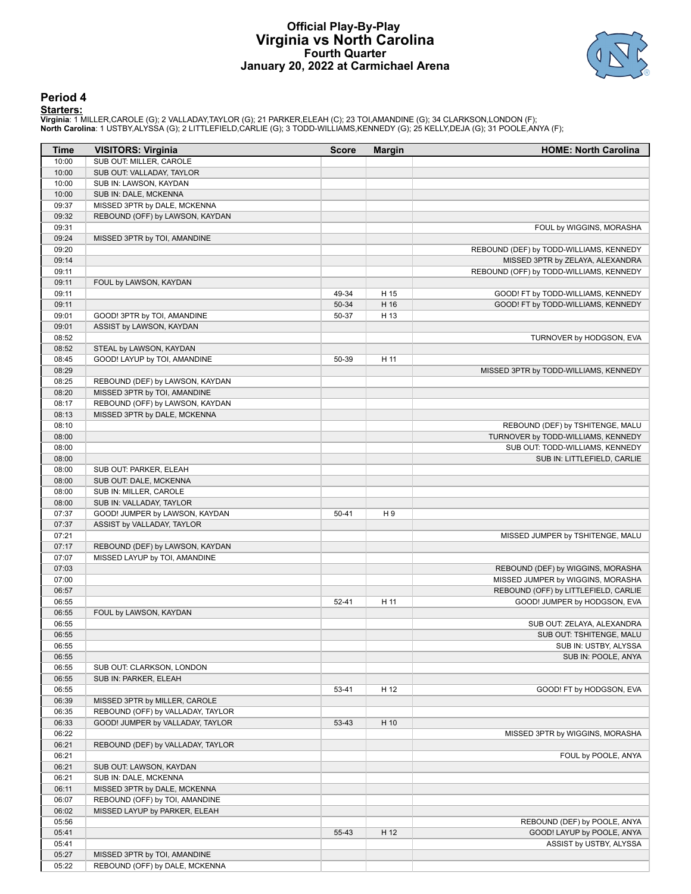# Official Play-By-Play
# Virginia vs North Carolina
## Fourth Quarter
### January 20, 2022 at Carmichael Arena

## Period 4

**Starters:**

**Virginia**: 1 MILLER,CAROLE (G); 2 VALLADAY,TAYLOR (G); 21 PARKER,ELEAH (C); 23 TOI,AMANDINE (G); 34 CLARKSON,LONDON (F);
**North Carolina**: 1 USTBY,ALYSSA (G); 2 LITTLEFIELD,CARLIE (G); 3 TODD-WILLIAMS,KENNEDY (G); 25 KELLY,DEJA (G); 31 POOLE,ANYA (F);

| Time | VISITORS: Virginia | Score | Margin | HOME: North Carolina |
|---|---|---|---|---|
| 10:00 | SUB OUT: MILLER, CAROLE | | | |
| 10:00 | SUB OUT: VALLADAY, TAYLOR | | | |
| 10:00 | SUB IN: LAWSON, KAYDAN | | | |
| 10:00 | SUB IN: DALE, MCKENNA | | | |
| 09:37 | MISSED 3PTR by DALE, MCKENNA | | | |
| 09:32 | REBOUND (OFF) by LAWSON, KAYDAN | | | |
| 09:31 | | | | FOUL by WIGGINS, MORASHA |
| 09:24 | MISSED 3PTR by TOI, AMANDINE | | | |
| 09:20 | | | | REBOUND (DEF) by TODD-WILLIAMS, KENNEDY |
| 09:14 | | | | MISSED 3PTR by ZELAYA, ALEXANDRA |
| 09:11 | | | | REBOUND (OFF) by TODD-WILLIAMS, KENNEDY |
| 09:11 | FOUL by LAWSON, KAYDAN | | | |
| 09:11 | | 49-34 | H 15 | GOOD! FT by TODD-WILLIAMS, KENNEDY |
| 09:11 | | 50-34 | H 16 | GOOD! FT by TODD-WILLIAMS, KENNEDY |
| 09:01 | GOOD! 3PTR by TOI, AMANDINE | 50-37 | H 13 | |
| 09:01 | ASSIST by LAWSON, KAYDAN | | | |
| 08:52 | | | | TURNOVER by HODGSON, EVA |
| 08:52 | STEAL by LAWSON, KAYDAN | | | |
| 08:45 | GOOD! LAYUP by TOI, AMANDINE | 50-39 | H 11 | |
| 08:29 | | | | MISSED 3PTR by TODD-WILLIAMS, KENNEDY |
| 08:25 | REBOUND (DEF) by LAWSON, KAYDAN | | | |
| 08:20 | MISSED 3PTR by TOI, AMANDINE | | | |
| 08:17 | REBOUND (OFF) by LAWSON, KAYDAN | | | |
| 08:13 | MISSED 3PTR by DALE, MCKENNA | | | |
| 08:10 | | | | REBOUND (DEF) by TSHITENGE, MALU |
| 08:00 | | | | TURNOVER by TODD-WILLIAMS, KENNEDY |
| 08:00 | | | | SUB OUT: TODD-WILLIAMS, KENNEDY |
| 08:00 | | | | SUB IN: LITTLEFIELD, CARLIE |
| 08:00 | SUB OUT: PARKER, ELEAH | | | |
| 08:00 | SUB OUT: DALE, MCKENNA | | | |
| 08:00 | SUB IN: MILLER, CAROLE | | | |
| 08:00 | SUB IN: VALLADAY, TAYLOR | | | |
| 07:37 | GOOD! JUMPER by LAWSON, KAYDAN | 50-41 | H 9 | |
| 07:37 | ASSIST by VALLADAY, TAYLOR | | | |
| 07:21 | | | | MISSED JUMPER by TSHITENGE, MALU |
| 07:17 | REBOUND (DEF) by LAWSON, KAYDAN | | | |
| 07:07 | MISSED LAYUP by TOI, AMANDINE | | | |
| 07:03 | | | | REBOUND (DEF) by WIGGINS, MORASHA |
| 07:00 | | | | MISSED JUMPER by WIGGINS, MORASHA |
| 06:57 | | | | REBOUND (OFF) by LITTLEFIELD, CARLIE |
| 06:55 | | 52-41 | H 11 | GOOD! JUMPER by HODGSON, EVA |
| 06:55 | FOUL by LAWSON, KAYDAN | | | |
| 06:55 | | | | SUB OUT: ZELAYA, ALEXANDRA |
| 06:55 | | | | SUB OUT: TSHITENGE, MALU |
| 06:55 | | | | SUB IN: USTBY, ALYSSA |
| 06:55 | | | | SUB IN: POOLE, ANYA |
| 06:55 | SUB OUT: CLARKSON, LONDON | | | |
| 06:55 | SUB IN: PARKER, ELEAH | | | |
| 06:55 | | 53-41 | H 12 | GOOD! FT by HODGSON, EVA |
| 06:39 | MISSED 3PTR by MILLER, CAROLE | | | |
| 06:35 | REBOUND (OFF) by VALLADAY, TAYLOR | | | |
| 06:33 | GOOD! JUMPER by VALLADAY, TAYLOR | 53-43 | H 10 | |
| 06:22 | | | | MISSED 3PTR by WIGGINS, MORASHA |
| 06:21 | REBOUND (DEF) by VALLADAY, TAYLOR | | | |
| 06:21 | | | | FOUL by POOLE, ANYA |
| 06:21 | SUB OUT: LAWSON, KAYDAN | | | |
| 06:21 | SUB IN: DALE, MCKENNA | | | |
| 06:11 | MISSED 3PTR by DALE, MCKENNA | | | |
| 06:07 | REBOUND (OFF) by TOI, AMANDINE | | | |
| 06:02 | MISSED LAYUP by PARKER, ELEAH | | | |
| 05:56 | | | | REBOUND (DEF) by POOLE, ANYA |
| 05:41 | | 55-43 | H 12 | GOOD! LAYUP by POOLE, ANYA |
| 05:41 | | | | ASSIST by USTBY, ALYSSA |
| 05:27 | MISSED 3PTR by TOI, AMANDINE | | | |
| 05:22 | REBOUND (OFF) by DALE, MCKENNA | | | |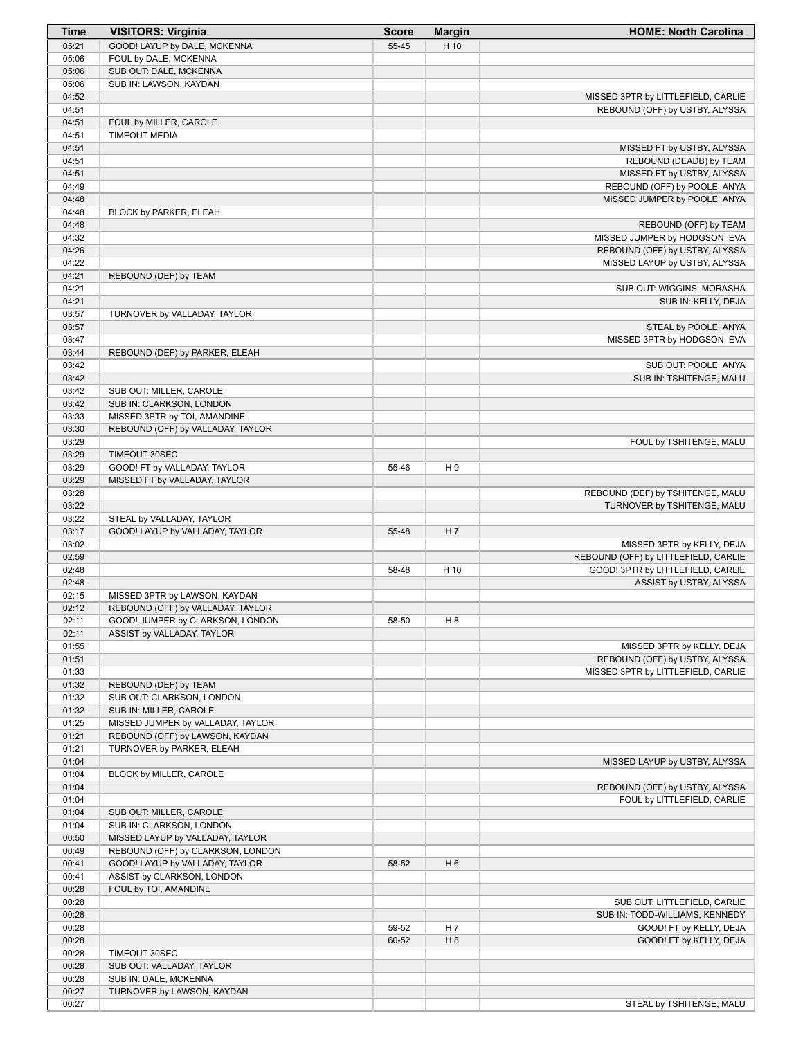| Time | VISITORS: Virginia | Score | Margin | HOME: North Carolina |
|---|---|---|---|---|
| 05:21 | GOOD! LAYUP by DALE, MCKENNA | 55-45 | H 10 | |
| 05:06 | FOUL by DALE, MCKENNA | | | |
| 05:06 | SUB OUT: DALE, MCKENNA | | | |
| 05:06 | SUB IN: LAWSON, KAYDAN | | | |
| 04:52 | | | | MISSED 3PTR by LITTLEFIELD, CARLIE |
| 04:51 | | | | REBOUND (OFF) by USTBY, ALYSSA |
| 04:51 | FOUL by MILLER, CAROLE | | | |
| 04:51 | TIMEOUT MEDIA | | | |
| 04:51 | | | | MISSED FT by USTBY, ALYSSA |
| 04:51 | | | | REBOUND (DEADB) by TEAM |
| 04:51 | | | | MISSED FT by USTBY, ALYSSA |
| 04:49 | | | | REBOUND (OFF) by POOLE, ANYA |
| 04:48 | | | | MISSED JUMPER by POOLE, ANYA |
| 04:48 | BLOCK by PARKER, ELEAH | | | |
| 04:48 | | | | REBOUND (OFF) by TEAM |
| 04:32 | | | | MISSED JUMPER by HODGSON, EVA |
| 04:26 | | | | REBOUND (OFF) by USTBY, ALYSSA |
| 04:22 | | | | MISSED LAYUP by USTBY, ALYSSA |
| 04:21 | REBOUND (DEF) by TEAM | | | |
| 04:21 | | | | SUB OUT: WIGGINS, MORASHA |
| 04:21 | | | | SUB IN: KELLY, DEJA |
| 03:57 | TURNOVER by VALLADAY, TAYLOR | | | |
| 03:57 | | | | STEAL by POOLE, ANYA |
| 03:47 | | | | MISSED 3PTR by HODGSON, EVA |
| 03:44 | REBOUND (DEF) by PARKER, ELEAH | | | |
| 03:42 | | | | SUB OUT: POOLE, ANYA |
| 03:42 | | | | SUB IN: TSHITENGE, MALU |
| 03:42 | SUB OUT: MILLER, CAROLE | | | |
| 03:42 | SUB IN: CLARKSON, LONDON | | | |
| 03:33 | MISSED 3PTR by TOI, AMANDINE | | | |
| 03:30 | REBOUND (OFF) by VALLADAY, TAYLOR | | | |
| 03:29 | | | | FOUL by TSHITENGE, MALU |
| 03:29 | TIMEOUT 30SEC | | | |
| 03:29 | GOOD! FT by VALLADAY, TAYLOR | 55-46 | H 9 | |
| 03:29 | MISSED FT by VALLADAY, TAYLOR | | | |
| 03:28 | | | | REBOUND (DEF) by TSHITENGE, MALU |
| 03:22 | | | | TURNOVER by TSHITENGE, MALU |
| 03:22 | STEAL by VALLADAY, TAYLOR | | | |
| 03:17 | GOOD! LAYUP by VALLADAY, TAYLOR | 55-48 | H 7 | |
| 03:02 | | | | MISSED 3PTR by KELLY, DEJA |
| 02:59 | | | | REBOUND (OFF) by LITTLEFIELD, CARLIE |
| 02:48 | | 58-48 | H 10 | GOOD! 3PTR by LITTLEFIELD, CARLIE |
| 02:48 | | | | ASSIST by USTBY, ALYSSA |
| 02:15 | MISSED 3PTR by LAWSON, KAYDAN | | | |
| 02:12 | REBOUND (OFF) by VALLADAY, TAYLOR | | | |
| 02:11 | GOOD! JUMPER by CLARKSON, LONDON | 58-50 | H 8 | |
| 02:11 | ASSIST by VALLADAY, TAYLOR | | | |
| 01:55 | | | | MISSED 3PTR by KELLY, DEJA |
| 01:51 | | | | REBOUND (OFF) by USTBY, ALYSSA |
| 01:33 | | | | MISSED 3PTR by LITTLEFIELD, CARLIE |
| 01:32 | REBOUND (DEF) by TEAM | | | |
| 01:32 | SUB OUT: CLARKSON, LONDON | | | |
| 01:32 | SUB IN: MILLER, CAROLE | | | |
| 01:25 | MISSED JUMPER by VALLADAY, TAYLOR | | | |
| 01:21 | REBOUND (OFF) by LAWSON, KAYDAN | | | |
| 01:21 | TURNOVER by PARKER, ELEAH | | | |
| 01:04 | | | | MISSED LAYUP by USTBY, ALYSSA |
| 01:04 | BLOCK by MILLER, CAROLE | | | |
| 01:04 | | | | REBOUND (OFF) by USTBY, ALYSSA |
| 01:04 | | | | FOUL by LITTLEFIELD, CARLIE |
| 01:04 | SUB OUT: MILLER, CAROLE | | | |
| 01:04 | SUB IN: CLARKSON, LONDON | | | |
| 00:50 | MISSED LAYUP by VALLADAY, TAYLOR | | | |
| 00:49 | REBOUND (OFF) by CLARKSON, LONDON | | | |
| 00:41 | GOOD! LAYUP by VALLADAY, TAYLOR | 58-52 | H 6 | |
| 00:41 | ASSIST by CLARKSON, LONDON | | | |
| 00:28 | FOUL by TOI, AMANDINE | | | |
| 00:28 | | | | SUB OUT: LITTLEFIELD, CARLIE |
| 00:28 | | | | SUB IN: TODD-WILLIAMS, KENNEDY |
| 00:28 | | 59-52 | H 7 | GOOD! FT by KELLY, DEJA |
| 00:28 | | 60-52 | H 8 | GOOD! FT by KELLY, DEJA |
| 00:28 | TIMEOUT 30SEC | | | |
| 00:28 | SUB OUT: VALLADAY, TAYLOR | | | |
| 00:28 | SUB IN: DALE, MCKENNA | | | |
| 00:27 | TURNOVER by LAWSON, KAYDAN | | | |
| 00:27 | | | | STEAL by TSHITENGE, MALU |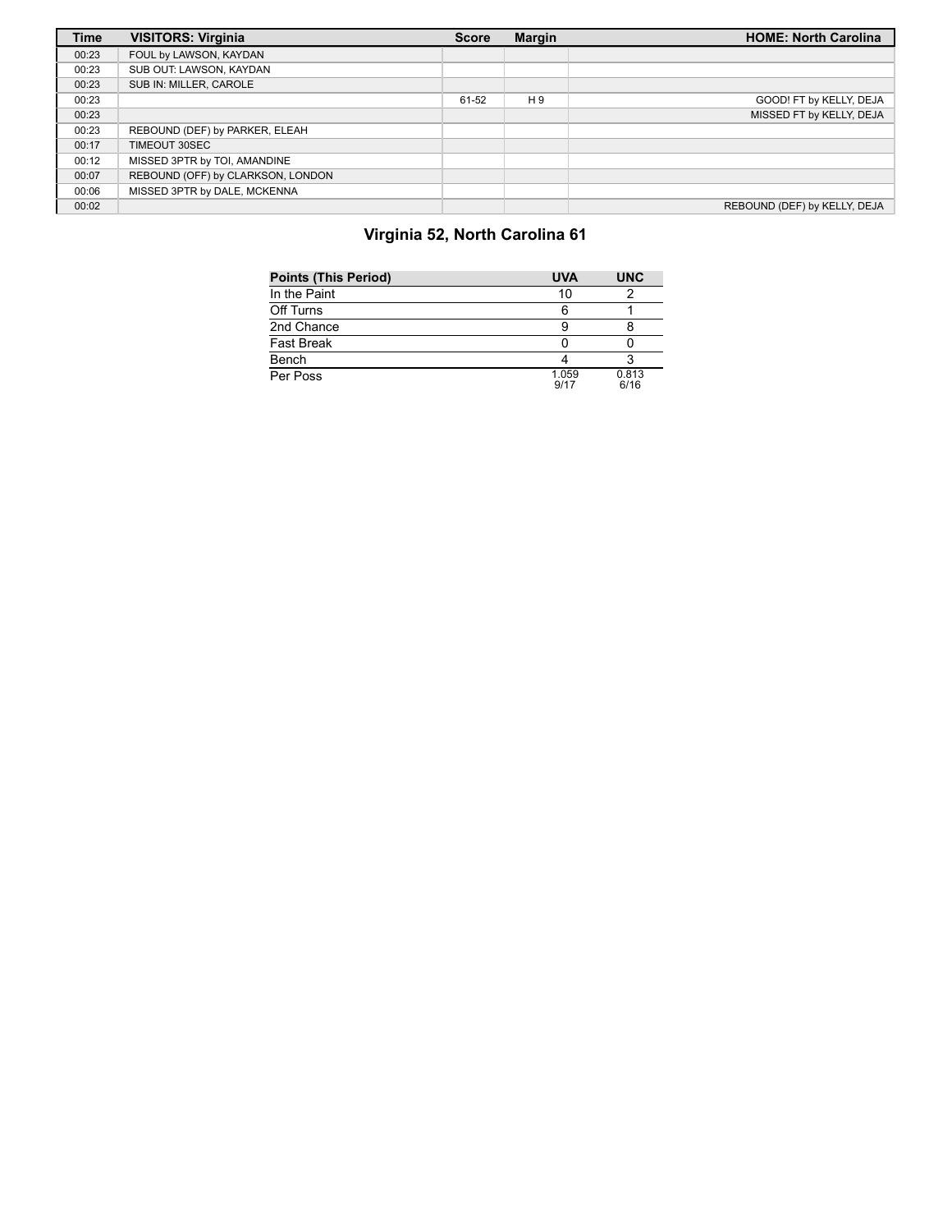| Time | VISITORS: Virginia | Score | Margin | HOME: North Carolina |
|---|---|---|---|---|
| 00:23 | FOUL by LAWSON, KAYDAN | | | |
| 00:23 | SUB OUT: LAWSON, KAYDAN | | | |
| 00:23 | SUB IN: MILLER, CAROLE | | | |
| 00:23 | | 61-52 | H 9 | GOOD! FT by KELLY, DEJA |
| 00:23 | | | | MISSED FT by KELLY, DEJA |
| 00:23 | REBOUND (DEF) by PARKER, ELEAH | | | |
| 00:17 | TIMEOUT 30SEC | | | |
| 00:12 | MISSED 3PTR by TOI, AMANDINE | | | |
| 00:07 | REBOUND (OFF) by CLARKSON, LONDON | | | |
| 00:06 | MISSED 3PTR by DALE, MCKENNA | | | |
| 00:02 | | | | REBOUND (DEF) by KELLY, DEJA |

## Virginia 52, North Carolina 61

| Points (This Period) | UVA | UNC |
|---|---|---|
| In the Paint | 10 | 2 |
| Off Turns | 6 | 1 |
| 2nd Chance | 9 | 8 |
| Fast Break | 0 | 0 |
| Bench | 4 | 3 |
| Per Poss | 1.059 9/17 | 0.813 6/16 |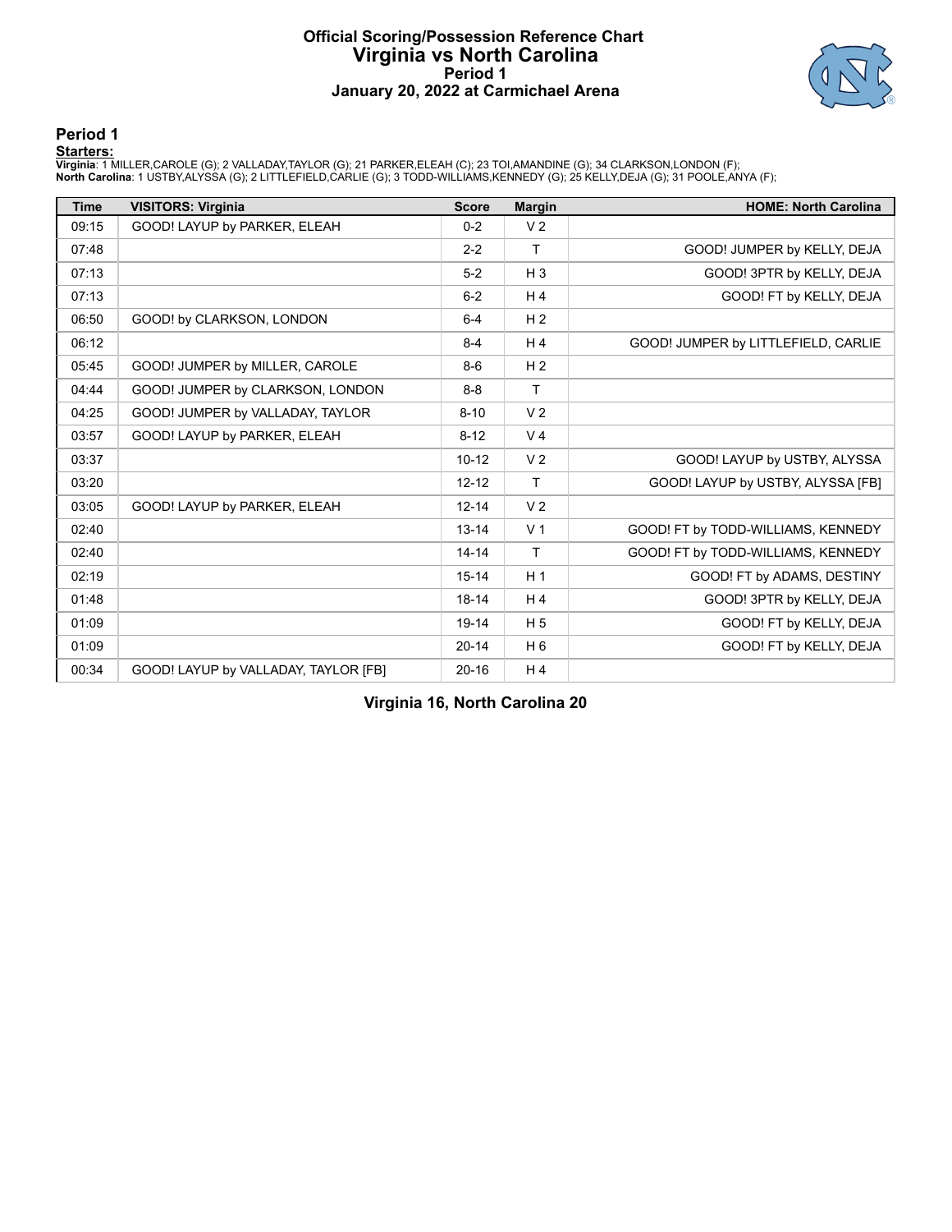# Official Scoring/Possession Reference Chart
## Virginia vs North Carolina
### Period 1
### January 20, 2022 at Carmichael Arena

## Period 1

**Starters:**

**Virginia**: 1 MILLER,CAROLE (G); 2 VALLADAY,TAYLOR (G); 21 PARKER,ELEAH (C); 23 TOI,AMANDINE (G); 34 CLARKSON,LONDON (F);
**North Carolina**: 1 USTBY,ALYSSA (G); 2 LITTLEFIELD,CARLIE (G); 3 TODD-WILLIAMS,KENNEDY (G); 25 KELLY,DEJA (G); 31 POOLE,ANYA (F);

| Time | VISITORS: Virginia | Score | Margin | HOME: North Carolina |
|---|---|---|---|---|
| 09:15 | GOOD! LAYUP by PARKER, ELEAH | 0-2 | V 2 | |
| 07:48 | | 2-2 | T | GOOD! JUMPER by KELLY, DEJA |
| 07:13 | | 5-2 | H 3 | GOOD! 3PTR by KELLY, DEJA |
| 07:13 | | 6-2 | H 4 | GOOD! FT by KELLY, DEJA |
| 06:50 | GOOD! by CLARKSON, LONDON | 6-4 | H 2 | |
| 06:12 | | 8-4 | H 4 | GOOD! JUMPER by LITTLEFIELD, CARLIE |
| 05:45 | GOOD! JUMPER by MILLER, CAROLE | 8-6 | H 2 | |
| 04:44 | GOOD! JUMPER by CLARKSON, LONDON | 8-8 | T | |
| 04:25 | GOOD! JUMPER by VALLADAY, TAYLOR | 8-10 | V 2 | |
| 03:57 | GOOD! LAYUP by PARKER, ELEAH | 8-12 | V 4 | |
| 03:37 | | 10-12 | V 2 | GOOD! LAYUP by USTBY, ALYSSA |
| 03:20 | | 12-12 | T | GOOD! LAYUP by USTBY, ALYSSA [FB] |
| 03:05 | GOOD! LAYUP by PARKER, ELEAH | 12-14 | V 2 | |
| 02:40 | | 13-14 | V 1 | GOOD! FT by TODD-WILLIAMS, KENNEDY |
| 02:40 | | 14-14 | T | GOOD! FT by TODD-WILLIAMS, KENNEDY |
| 02:19 | | 15-14 | H 1 | GOOD! FT by ADAMS, DESTINY |
| 01:48 | | 18-14 | H 4 | GOOD! 3PTR by KELLY, DEJA |
| 01:09 | | 19-14 | H 5 | GOOD! FT by KELLY, DEJA |
| 01:09 | | 20-14 | H 6 | GOOD! FT by KELLY, DEJA |
| 00:34 | GOOD! LAYUP by VALLADAY, TAYLOR [FB] | 20-16 | H 4 | |

**Virginia 16, North Carolina 20**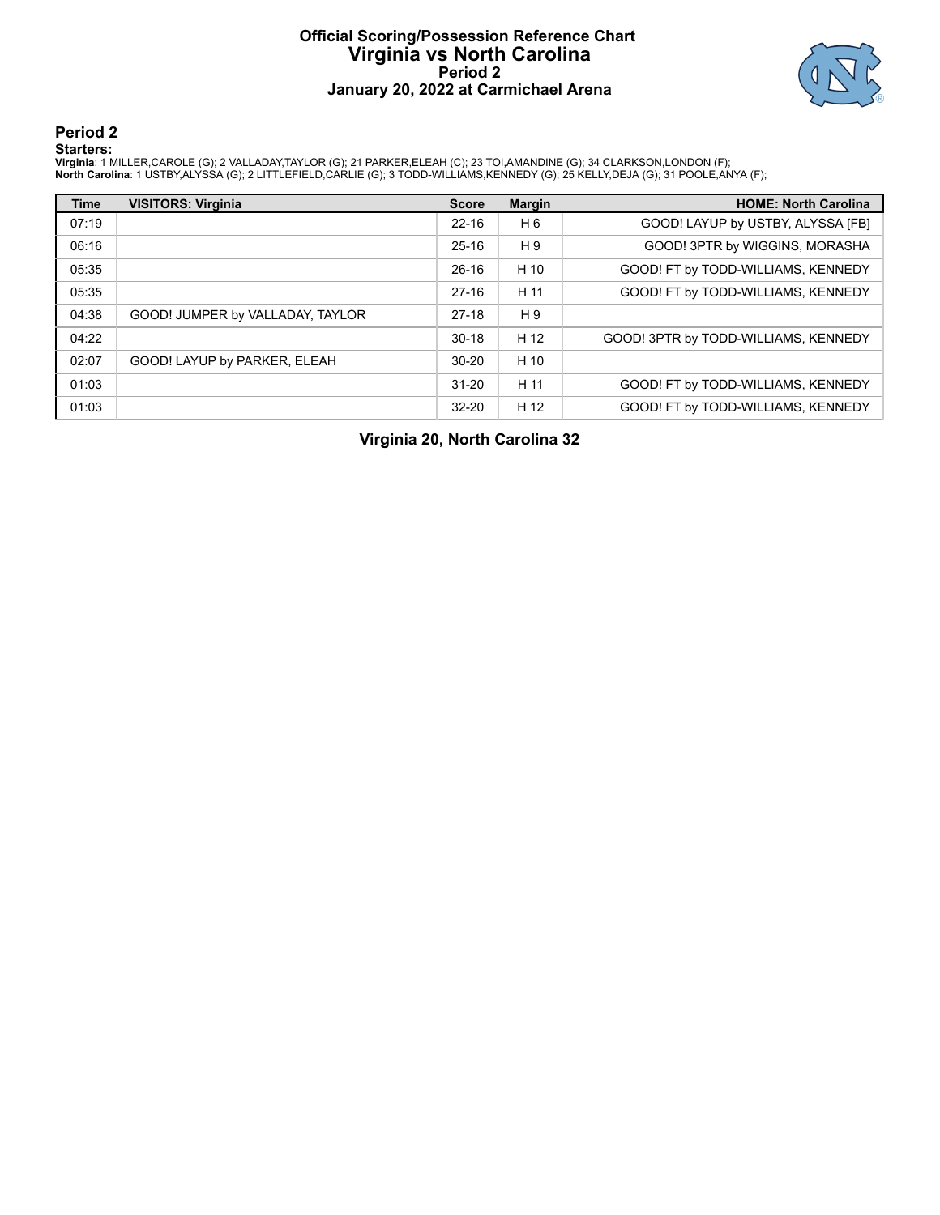# Official Scoring/Possession Reference Chart
# Virginia vs North Carolina
## Period 2
### January 20, 2022 at Carmichael Arena

## Period 2

**Starters:**

**Virginia**: 1 MILLER,CAROLE (G); 2 VALLADAY,TAYLOR (G); 21 PARKER,ELEAH (C); 23 TOI,AMANDINE (G); 34 CLARKSON,LONDON (F);
**North Carolina**: 1 USTBY,ALYSSA (G); 2 LITTLEFIELD,CARLIE (G); 3 TODD-WILLIAMS,KENNEDY (G); 25 KELLY,DEJA (G); 31 POOLE,ANYA (F);

| Time | VISITORS: Virginia | Score | Margin | HOME: North Carolina |
|---|---|---|---|---|
| 07:19 | | 22-16 | H 6 | GOOD! LAYUP by USTBY, ALYSSA [FB] |
| 06:16 | | 25-16 | H 9 | GOOD! 3PTR by WIGGINS, MORASHA |
| 05:35 | | 26-16 | H 10 | GOOD! FT by TODD-WILLIAMS, KENNEDY |
| 05:35 | | 27-16 | H 11 | GOOD! FT by TODD-WILLIAMS, KENNEDY |
| 04:38 | GOOD! JUMPER by VALLADAY, TAYLOR | 27-18 | H 9 | |
| 04:22 | | 30-18 | H 12 | GOOD! 3PTR by TODD-WILLIAMS, KENNEDY |
| 02:07 | GOOD! LAYUP by PARKER, ELEAH | 30-20 | H 10 | |
| 01:03 | | 31-20 | H 11 | GOOD! FT by TODD-WILLIAMS, KENNEDY |
| 01:03 | | 32-20 | H 12 | GOOD! FT by TODD-WILLIAMS, KENNEDY |

**Virginia 20, North Carolina 32**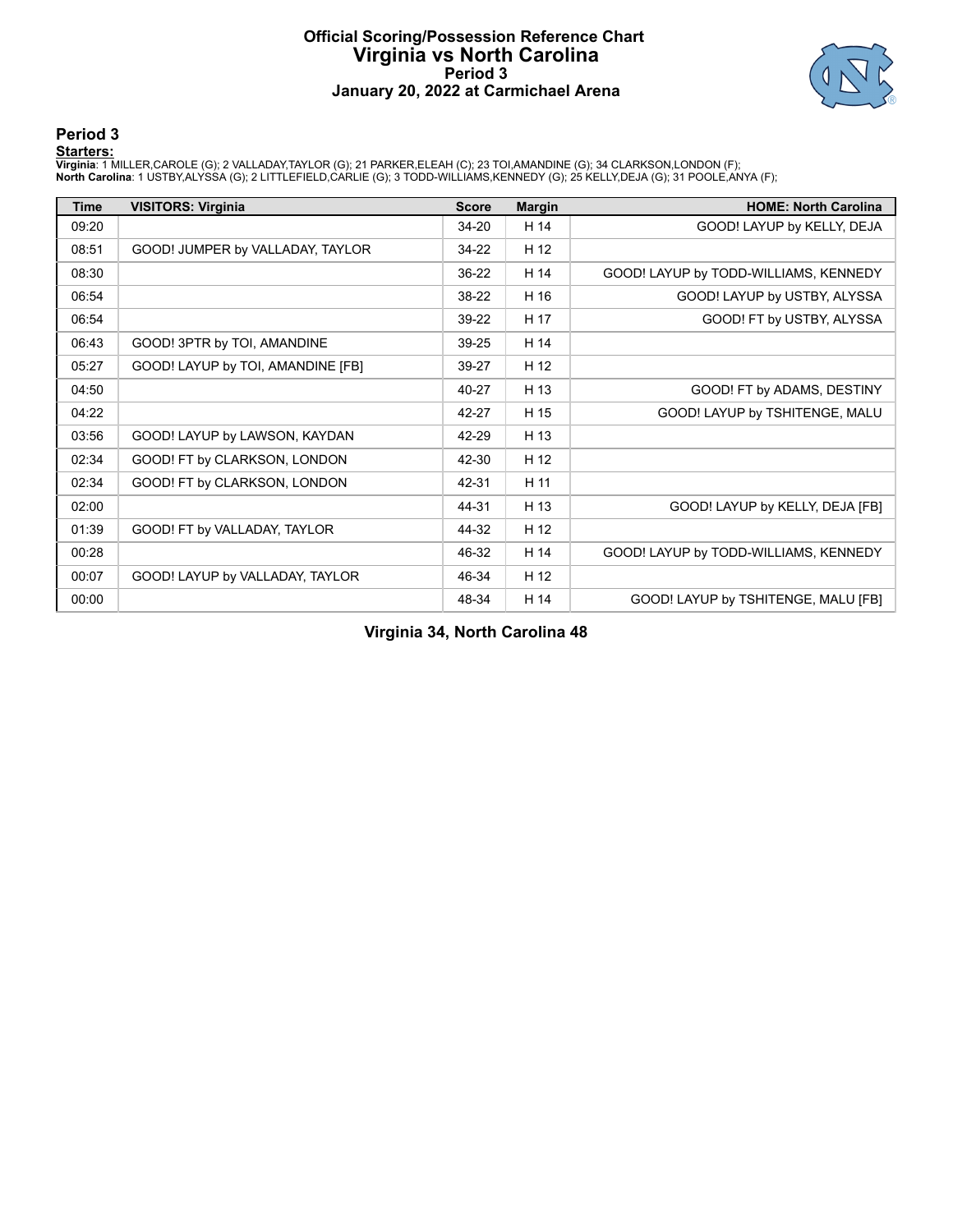# Official Scoring/Possession Reference Chart
## Virginia vs North Carolina
### Period 3
### January 20, 2022 at Carmichael Arena

## Period 3

**Starters:**

**Virginia**: 1 MILLER,CAROLE (G); 2 VALLADAY,TAYLOR (G); 21 PARKER,ELEAH (C); 23 TOI,AMANDINE (G); 34 CLARKSON,LONDON (F);
**North Carolina**: 1 USTBY,ALYSSA (G); 2 LITTLEFIELD,CARLIE (G); 3 TODD-WILLIAMS,KENNEDY (G); 25 KELLY,DEJA (G); 31 POOLE,ANYA (F);

| Time | VISITORS: Virginia | Score | Margin | HOME: North Carolina |
|---|---|---|---|---|
| 09:20 | | 34-20 | H 14 | GOOD! LAYUP by KELLY, DEJA |
| 08:51 | GOOD! JUMPER by VALLADAY, TAYLOR | 34-22 | H 12 | |
| 08:30 | | 36-22 | H 14 | GOOD! LAYUP by TODD-WILLIAMS, KENNEDY |
| 06:54 | | 38-22 | H 16 | GOOD! LAYUP by USTBY, ALYSSA |
| 06:54 | | 39-22 | H 17 | GOOD! FT by USTBY, ALYSSA |
| 06:43 | GOOD! 3PTR by TOI, AMANDINE | 39-25 | H 14 | |
| 05:27 | GOOD! LAYUP by TOI, AMANDINE [FB] | 39-27 | H 12 | |
| 04:50 | | 40-27 | H 13 | GOOD! FT by ADAMS, DESTINY |
| 04:22 | | 42-27 | H 15 | GOOD! LAYUP by TSHITENGE, MALU |
| 03:56 | GOOD! LAYUP by LAWSON, KAYDAN | 42-29 | H 13 | |
| 02:34 | GOOD! FT by CLARKSON, LONDON | 42-30 | H 12 | |
| 02:34 | GOOD! FT by CLARKSON, LONDON | 42-31 | H 11 | |
| 02:00 | | 44-31 | H 13 | GOOD! LAYUP by KELLY, DEJA [FB] |
| 01:39 | GOOD! FT by VALLADAY, TAYLOR | 44-32 | H 12 | |
| 00:28 | | 46-32 | H 14 | GOOD! LAYUP by TODD-WILLIAMS, KENNEDY |
| 00:07 | GOOD! LAYUP by VALLADAY, TAYLOR | 46-34 | H 12 | |
| 00:00 | | 48-34 | H 14 | GOOD! LAYUP by TSHITENGE, MALU [FB] |

**Virginia 34, North Carolina 48**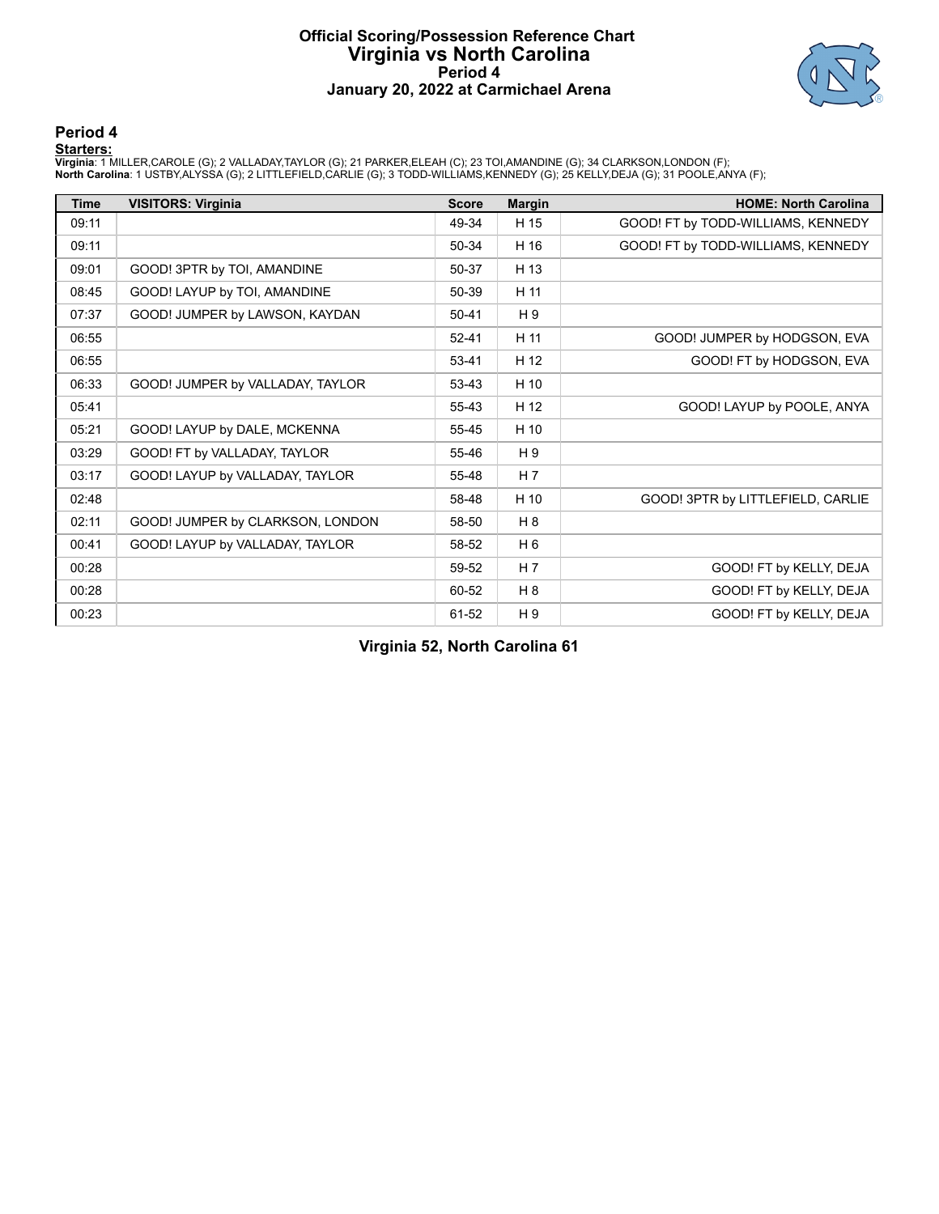# Official Scoring/Possession Reference Chart
# Virginia vs North Carolina
## Period 4
## January 20, 2022 at Carmichael Arena

### Period 4

**Starters:**

**Virginia**: 1 MILLER,CAROLE (G); 2 VALLADAY,TAYLOR (G); 21 PARKER,ELEAH (C); 23 TOI,AMANDINE (G); 34 CLARKSON,LONDON (F);
**North Carolina**: 1 USTBY,ALYSSA (G); 2 LITTLEFIELD,CARLIE (G); 3 TODD-WILLIAMS,KENNEDY (G); 25 KELLY,DEJA (G); 31 POOLE,ANYA (F);

| Time | VISITORS: Virginia | Score | Margin | HOME: North Carolina |
|---|---|---|---|---|
| 09:11 | | 49-34 | H 15 | GOOD! FT by TODD-WILLIAMS, KENNEDY |
| 09:11 | | 50-34 | H 16 | GOOD! FT by TODD-WILLIAMS, KENNEDY |
| 09:01 | GOOD! 3PTR by TOI, AMANDINE | 50-37 | H 13 | |
| 08:45 | GOOD! LAYUP by TOI, AMANDINE | 50-39 | H 11 | |
| 07:37 | GOOD! JUMPER by LAWSON, KAYDAN | 50-41 | H 9 | |
| 06:55 | | 52-41 | H 11 | GOOD! JUMPER by HODGSON, EVA |
| 06:55 | | 53-41 | H 12 | GOOD! FT by HODGSON, EVA |
| 06:33 | GOOD! JUMPER by VALLADAY, TAYLOR | 53-43 | H 10 | |
| 05:41 | | 55-43 | H 12 | GOOD! LAYUP by POOLE, ANYA |
| 05:21 | GOOD! LAYUP by DALE, MCKENNA | 55-45 | H 10 | |
| 03:29 | GOOD! FT by VALLADAY, TAYLOR | 55-46 | H 9 | |
| 03:17 | GOOD! LAYUP by VALLADAY, TAYLOR | 55-48 | H 7 | |
| 02:48 | | 58-48 | H 10 | GOOD! 3PTR by LITTLEFIELD, CARLIE |
| 02:11 | GOOD! JUMPER by CLARKSON, LONDON | 58-50 | H 8 | |
| 00:41 | GOOD! LAYUP by VALLADAY, TAYLOR | 58-52 | H 6 | |
| 00:28 | | 59-52 | H 7 | GOOD! FT by KELLY, DEJA |
| 00:28 | | 60-52 | H 8 | GOOD! FT by KELLY, DEJA |
| 00:23 | | 61-52 | H 9 | GOOD! FT by KELLY, DEJA |

**Virginia 52, North Carolina 61**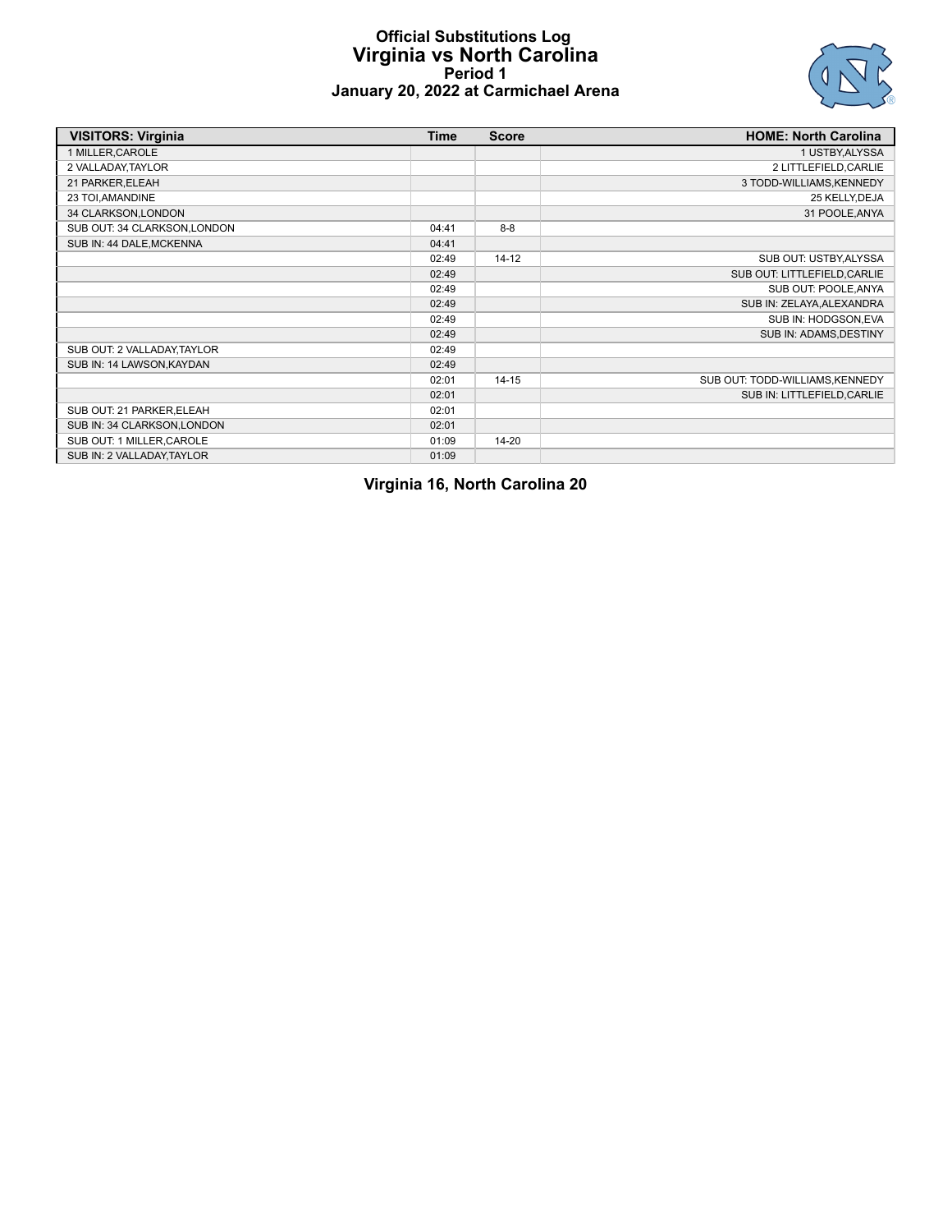# Official Substitutions Log
## Virginia vs North Carolina
### Period 1
### January 20, 2022 at Carmichael Arena

| VISITORS: Virginia | Time | Score | HOME: North Carolina |
| --- | --- | --- | --- |
| 1 MILLER,CAROLE | | | 1 USTBY,ALYSSA |
| 2 VALLADAY,TAYLOR | | | 2 LITTLEFIELD,CARLIE |
| 21 PARKER,ELEAH | | | 3 TODD-WILLIAMS,KENNEDY |
| 23 TOI,AMANDINE | | | 25 KELLY,DEJA |
| 34 CLARKSON,LONDON | | | 31 POOLE,ANYA |
| SUB OUT: 34 CLARKSON,LONDON | 04:41 | 8-8 | |
| SUB IN: 44 DALE,MCKENNA | 04:41 | | |
| | 02:49 | 14-12 | SUB OUT: USTBY,ALYSSA |
| | 02:49 | | SUB OUT: LITTLEFIELD,CARLIE |
| | 02:49 | | SUB OUT: POOLE,ANYA |
| | 02:49 | | SUB IN: ZELAYA,ALEXANDRA |
| | 02:49 | | SUB IN: HODGSON,EVA |
| | 02:49 | | SUB IN: ADAMS,DESTINY |
| SUB OUT: 2 VALLADAY,TAYLOR | 02:49 | | |
| SUB IN: 14 LAWSON,KAYDAN | 02:49 | | |
| | 02:01 | 14-15 | SUB OUT: TODD-WILLIAMS,KENNEDY |
| | 02:01 | | SUB IN: LITTLEFIELD,CARLIE |
| SUB OUT: 21 PARKER,ELEAH | 02:01 | | |
| SUB IN: 34 CLARKSON,LONDON | 02:01 | | |
| SUB OUT: 1 MILLER,CAROLE | 01:09 | 14-20 | |
| SUB IN: 2 VALLADAY,TAYLOR | 01:09 | | |

**Virginia 16, North Carolina 20**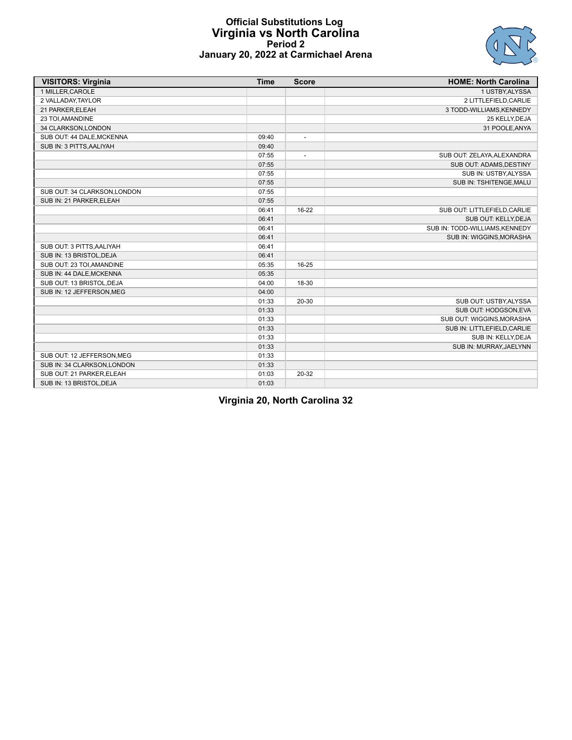# Official Substitutions Log
## Virginia vs North Carolina
### Period 2
### January 20, 2022 at Carmichael Arena

| VISITORS: Virginia | Time | Score | HOME: North Carolina |
|---|---|---|---|
| 1 MILLER,CAROLE | | | 1 USTBY,ALYSSA |
| 2 VALLADAY,TAYLOR | | | 2 LITTLEFIELD,CARLIE |
| 21 PARKER,ELEAH | | | 3 TODD-WILLIAMS,KENNEDY |
| 23 TOI,AMANDINE | | | 25 KELLY,DEJA |
| 34 CLARKSON,LONDON | | | 31 POOLE,ANYA |
| SUB OUT: 44 DALE,MCKENNA | 09:40 | - | |
| SUB IN: 3 PITTS,AALIYAH | 09:40 | | |
| | 07:55 | - | SUB OUT: ZELAYA,ALEXANDRA |
| | 07:55 | | SUB OUT: ADAMS,DESTINY |
| | 07:55 | | SUB IN: USTBY,ALYSSA |
| | 07:55 | | SUB IN: TSHITENGE,MALU |
| SUB OUT: 34 CLARKSON,LONDON | 07:55 | | |
| SUB IN: 21 PARKER,ELEAH | 07:55 | | |
| | 06:41 | 16-22 | SUB OUT: LITTLEFIELD,CARLIE |
| | 06:41 | | SUB OUT: KELLY,DEJA |
| | 06:41 | | SUB IN: TODD-WILLIAMS,KENNEDY |
| | 06:41 | | SUB IN: WIGGINS,MORASHA |
| SUB OUT: 3 PITTS,AALIYAH | 06:41 | | |
| SUB IN: 13 BRISTOL,DEJA | 06:41 | | |
| SUB OUT: 23 TOI,AMANDINE | 05:35 | 16-25 | |
| SUB IN: 44 DALE,MCKENNA | 05:35 | | |
| SUB OUT: 13 BRISTOL,DEJA | 04:00 | 18-30 | |
| SUB IN: 12 JEFFERSON,MEG | 04:00 | | |
| | 01:33 | 20-30 | SUB OUT: USTBY,ALYSSA |
| | 01:33 | | SUB OUT: HODGSON,EVA |
| | 01:33 | | SUB OUT: WIGGINS,MORASHA |
| | 01:33 | | SUB IN: LITTLEFIELD,CARLIE |
| | 01:33 | | SUB IN: KELLY,DEJA |
| | 01:33 | | SUB IN: MURRAY,JAELYNN |
| SUB OUT: 12 JEFFERSON,MEG | 01:33 | | |
| SUB IN: 34 CLARKSON,LONDON | 01:33 | | |
| SUB OUT: 21 PARKER,ELEAH | 01:03 | 20-32 | |
| SUB IN: 13 BRISTOL,DEJA | 01:03 | | |

**Virginia 20, North Carolina 32**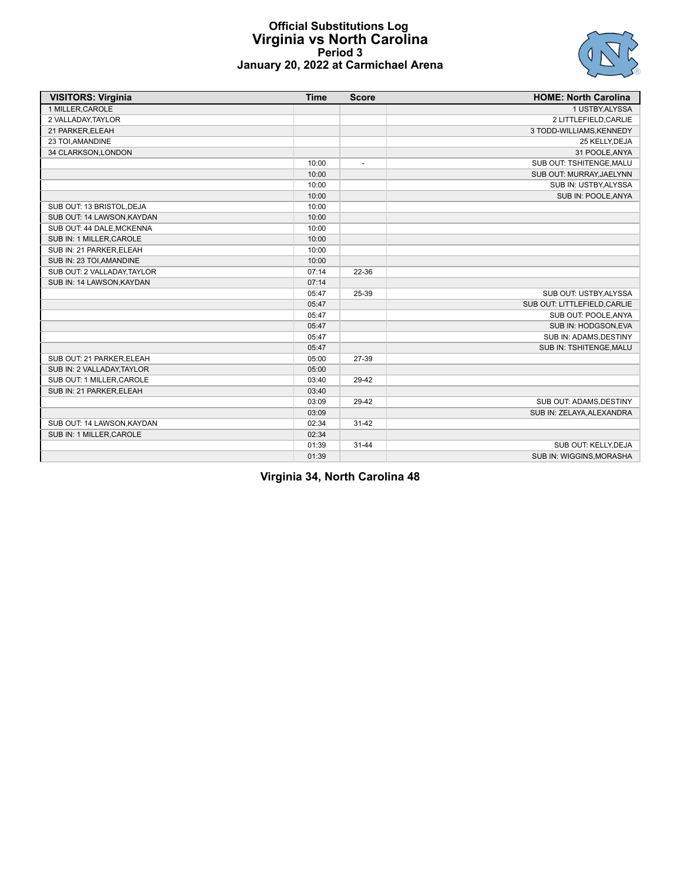# Official Substitutions Log
## Virginia vs North Carolina
### Period 3
### January 20, 2022 at Carmichael Arena

| VISITORS: Virginia | Time | Score | HOME: North Carolina |
|---|---|---|---|
| 1 MILLER,CAROLE | | | 1 USTBY,ALYSSA |
| 2 VALLADAY,TAYLOR | | | 2 LITTLEFIELD,CARLIE |
| 21 PARKER,ELEAH | | | 3 TODD-WILLIAMS,KENNEDY |
| 23 TOI,AMANDINE | | | 25 KELLY,DEJA |
| 34 CLARKSON,LONDON | | | 31 POOLE,ANYA |
| | 10:00 | - | SUB OUT: TSHITENGE,MALU |
| | 10:00 | | SUB OUT: MURRAY,JAELYNN |
| | 10:00 | | SUB IN: USTBY,ALYSSA |
| | 10:00 | | SUB IN: POOLE,ANYA |
| SUB OUT: 13 BRISTOL,DEJA | 10:00 | | |
| SUB OUT: 14 LAWSON,KAYDAN | 10:00 | | |
| SUB OUT: 44 DALE,MCKENNA | 10:00 | | |
| SUB IN: 1 MILLER,CAROLE | 10:00 | | |
| SUB IN: 21 PARKER,ELEAH | 10:00 | | |
| SUB IN: 23 TOI,AMANDINE | 10:00 | | |
| SUB OUT: 2 VALLADAY,TAYLOR | 07:14 | 22-36 | |
| SUB IN: 14 LAWSON,KAYDAN | 07:14 | | |
| | 05:47 | 25-39 | SUB OUT: USTBY,ALYSSA |
| | 05:47 | | SUB OUT: LITTLEFIELD,CARLIE |
| | 05:47 | | SUB OUT: POOLE,ANYA |
| | 05:47 | | SUB IN: HODGSON,EVA |
| | 05:47 | | SUB IN: ADAMS,DESTINY |
| | 05:47 | | SUB IN: TSHITENGE,MALU |
| SUB OUT: 21 PARKER,ELEAH | 05:00 | 27-39 | |
| SUB IN: 2 VALLADAY,TAYLOR | 05:00 | | |
| SUB OUT: 1 MILLER,CAROLE | 03:40 | 29-42 | |
| SUB IN: 21 PARKER,ELEAH | 03:40 | | |
| | 03:09 | 29-42 | SUB OUT: ADAMS,DESTINY |
| | 03:09 | | SUB IN: ZELAYA,ALEXANDRA |
| SUB OUT: 14 LAWSON,KAYDAN | 02:34 | 31-42 | |
| SUB IN: 1 MILLER,CAROLE | 02:34 | | |
| | 01:39 | 31-44 | SUB OUT: KELLY,DEJA |
| | 01:39 | | SUB IN: WIGGINS,MORASHA |

**Virginia 34, North Carolina 48**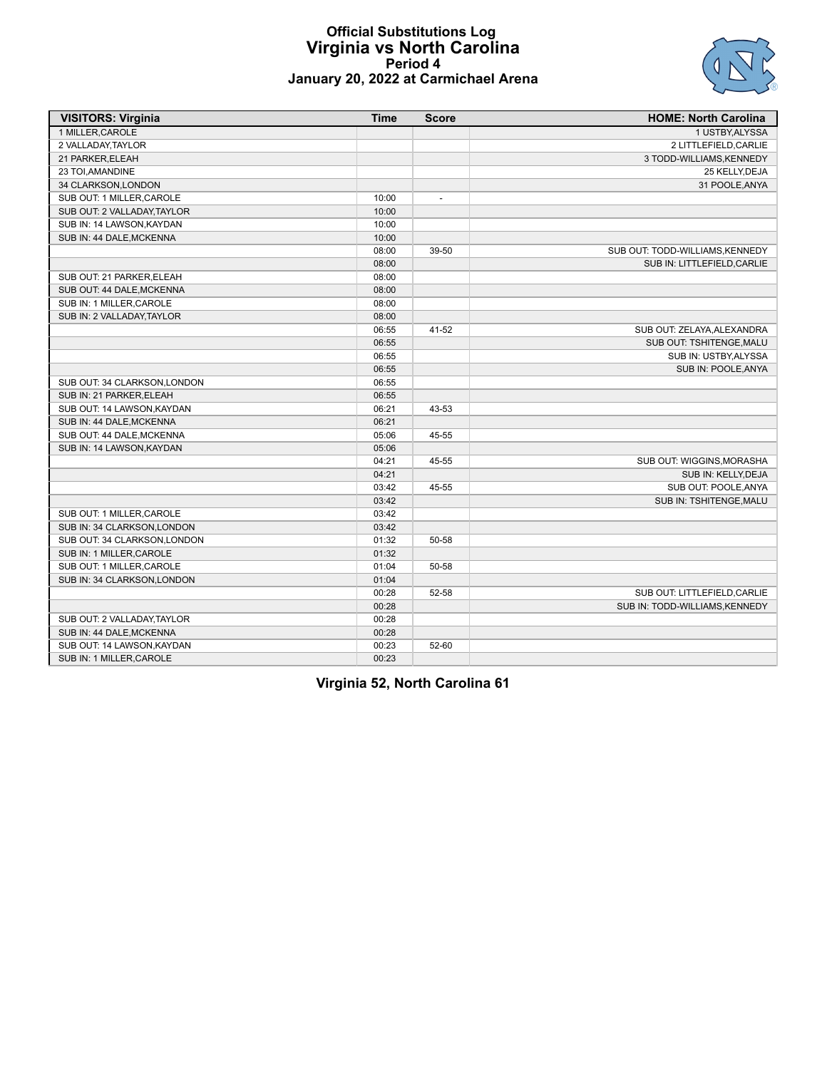# Official Substitutions Log
## Virginia vs North Carolina
### Period 4
### January 20, 2022 at Carmichael Arena

| VISITORS: Virginia | Time | Score | HOME: North Carolina |
|---|---|---|---|
| 1 MILLER,CAROLE | | | 1 USTBY,ALYSSA |
| 2 VALLADAY,TAYLOR | | | 2 LITTLEFIELD,CARLIE |
| 21 PARKER,ELEAH | | | 3 TODD-WILLIAMS,KENNEDY |
| 23 TOI,AMANDINE | | | 25 KELLY,DEJA |
| 34 CLARKSON,LONDON | | | 31 POOLE,ANYA |
| SUB OUT: 1 MILLER,CAROLE | 10:00 | - | |
| SUB OUT: 2 VALLADAY,TAYLOR | 10:00 | | |
| SUB IN: 14 LAWSON,KAYDAN | 10:00 | | |
| SUB IN: 44 DALE,MCKENNA | 10:00 | | |
| | 08:00 | 39-50 | SUB OUT: TODD-WILLIAMS,KENNEDY |
| | 08:00 | | SUB IN: LITTLEFIELD,CARLIE |
| SUB OUT: 21 PARKER,ELEAH | 08:00 | | |
| SUB OUT: 44 DALE,MCKENNA | 08:00 | | |
| SUB IN: 1 MILLER,CAROLE | 08:00 | | |
| SUB IN: 2 VALLADAY,TAYLOR | 08:00 | | |
| | 06:55 | 41-52 | SUB OUT: ZELAYA,ALEXANDRA |
| | 06:55 | | SUB OUT: TSHITENGE,MALU |
| | 06:55 | | SUB IN: USTBY,ALYSSA |
| | 06:55 | | SUB IN: POOLE,ANYA |
| SUB OUT: 34 CLARKSON,LONDON | 06:55 | | |
| SUB IN: 21 PARKER,ELEAH | 06:55 | | |
| SUB OUT: 14 LAWSON,KAYDAN | 06:21 | 43-53 | |
| SUB IN: 44 DALE,MCKENNA | 06:21 | | |
| SUB OUT: 44 DALE,MCKENNA | 05:06 | 45-55 | |
| SUB IN: 14 LAWSON,KAYDAN | 05:06 | | |
| | 04:21 | 45-55 | SUB OUT: WIGGINS,MORASHA |
| | 04:21 | | SUB IN: KELLY,DEJA |
| | 03:42 | 45-55 | SUB OUT: POOLE,ANYA |
| | 03:42 | | SUB IN: TSHITENGE,MALU |
| SUB OUT: 1 MILLER,CAROLE | 03:42 | | |
| SUB IN: 34 CLARKSON,LONDON | 03:42 | | |
| SUB OUT: 34 CLARKSON,LONDON | 01:32 | 50-58 | |
| SUB IN: 1 MILLER,CAROLE | 01:32 | | |
| SUB OUT: 1 MILLER,CAROLE | 01:04 | 50-58 | |
| SUB IN: 34 CLARKSON,LONDON | 01:04 | | |
| | 00:28 | 52-58 | SUB OUT: LITTLEFIELD,CARLIE |
| | 00:28 | | SUB IN: TODD-WILLIAMS,KENNEDY |
| SUB OUT: 2 VALLADAY,TAYLOR | 00:28 | | |
| SUB IN: 44 DALE,MCKENNA | 00:28 | | |
| SUB OUT: 14 LAWSON,KAYDAN | 00:23 | 52-60 | |
| SUB IN: 1 MILLER,CAROLE | 00:23 | | |

**Virginia 52, North Carolina 61**